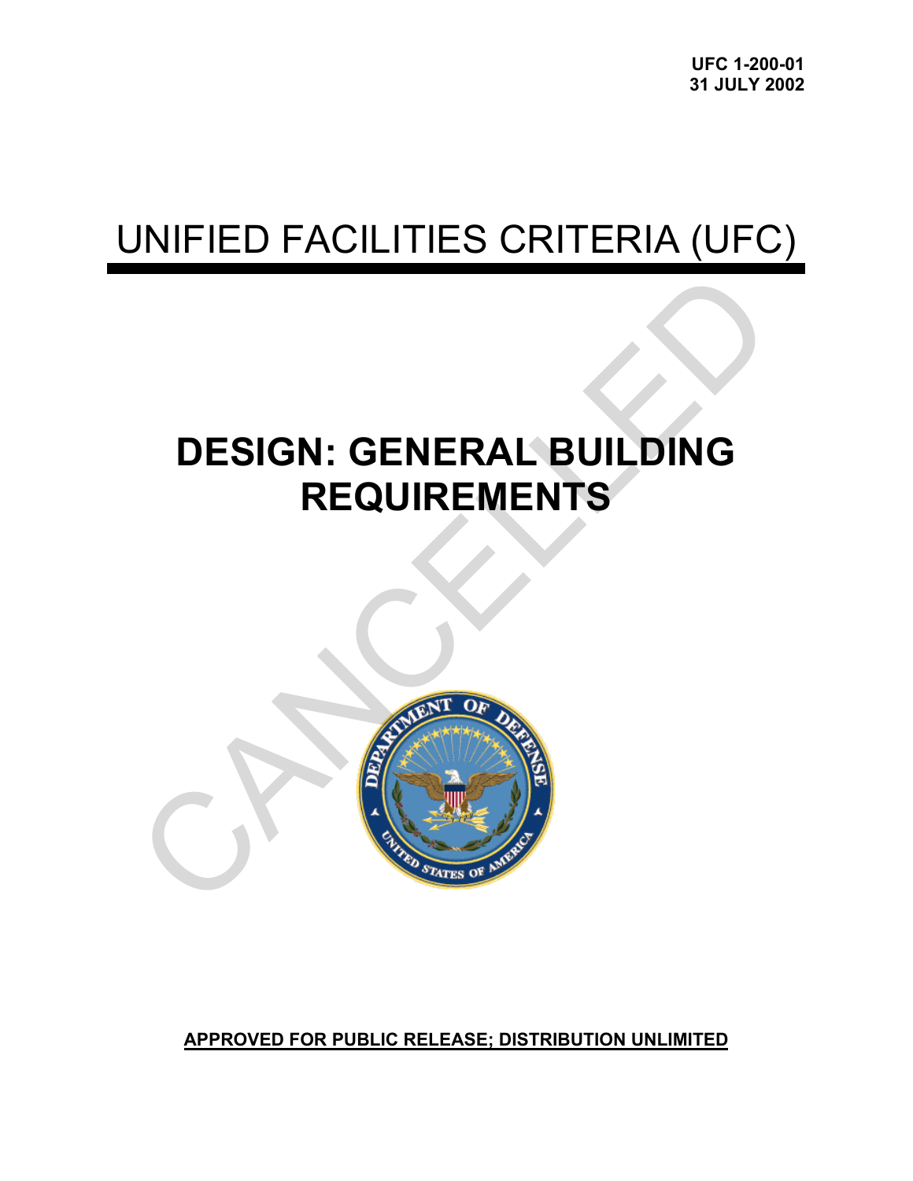UFC 1-200-01
31 JULY 2002

# UNIFIED FACILITIES CRITERIA (UFC)

# DESIGN: GENERAL BUILDING REQUIREMENTS

CANCELLED

**APPROVED FOR PUBLIC RELEASE; DISTRIBUTION UNLIMITED**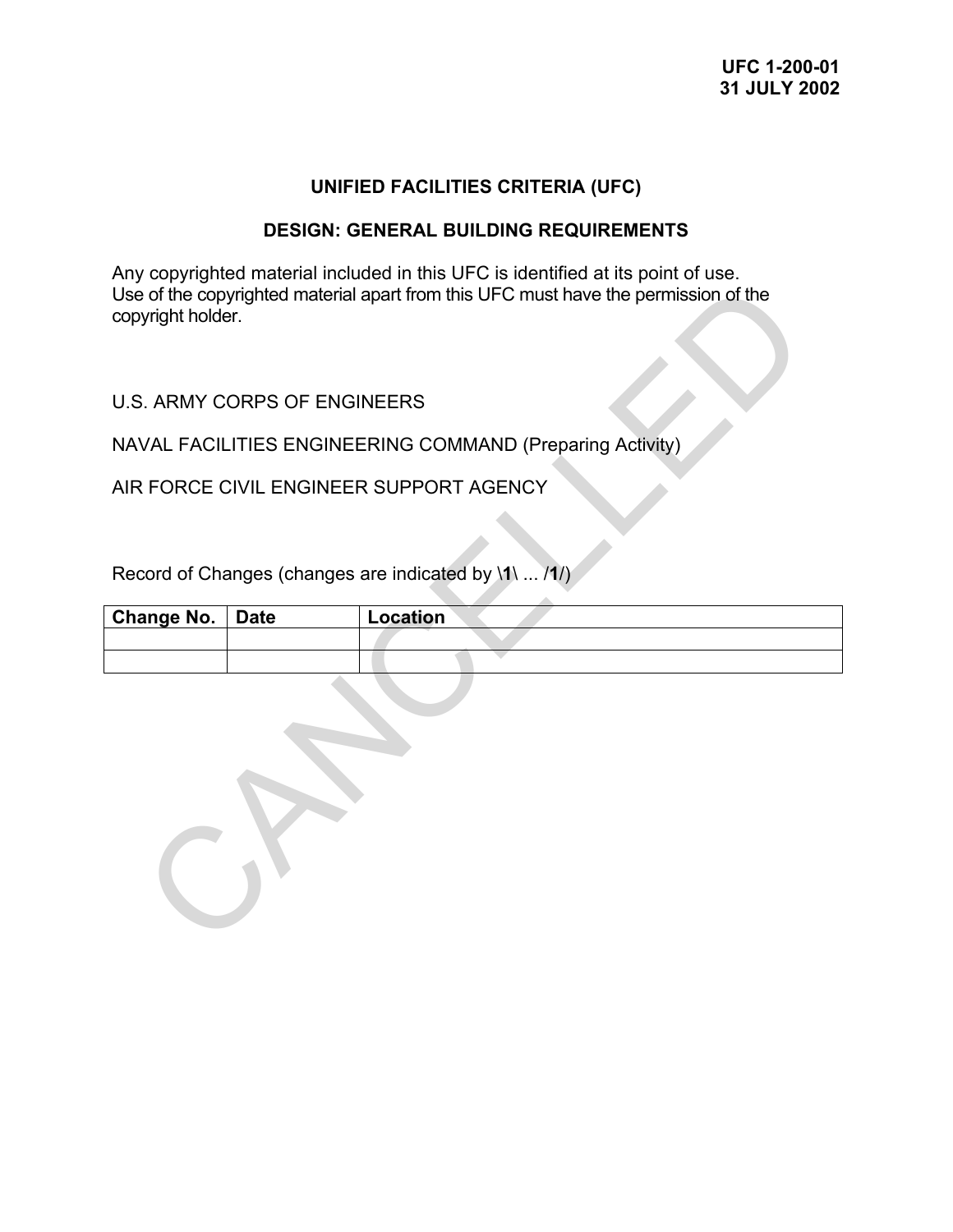**UFC 1-200-01**
**31 JULY 2002**

# UNIFIED FACILITIES CRITERIA (UFC)

## DESIGN: GENERAL BUILDING REQUIREMENTS

Any copyrighted material included in this UFC is identified at its point of use. Use of the copyrighted material apart from this UFC must have the permission of the copyright holder.

U.S. ARMY CORPS OF ENGINEERS

NAVAL FACILITIES ENGINEERING COMMAND (Preparing Activity)

AIR FORCE CIVIL ENGINEER SUPPORT AGENCY

Record of Changes (changes are indicated by \**1**\ ... /**1**/)

| Change No. | Date | Location |
|---|---|---|
| | | |
| | | |

CANCELLED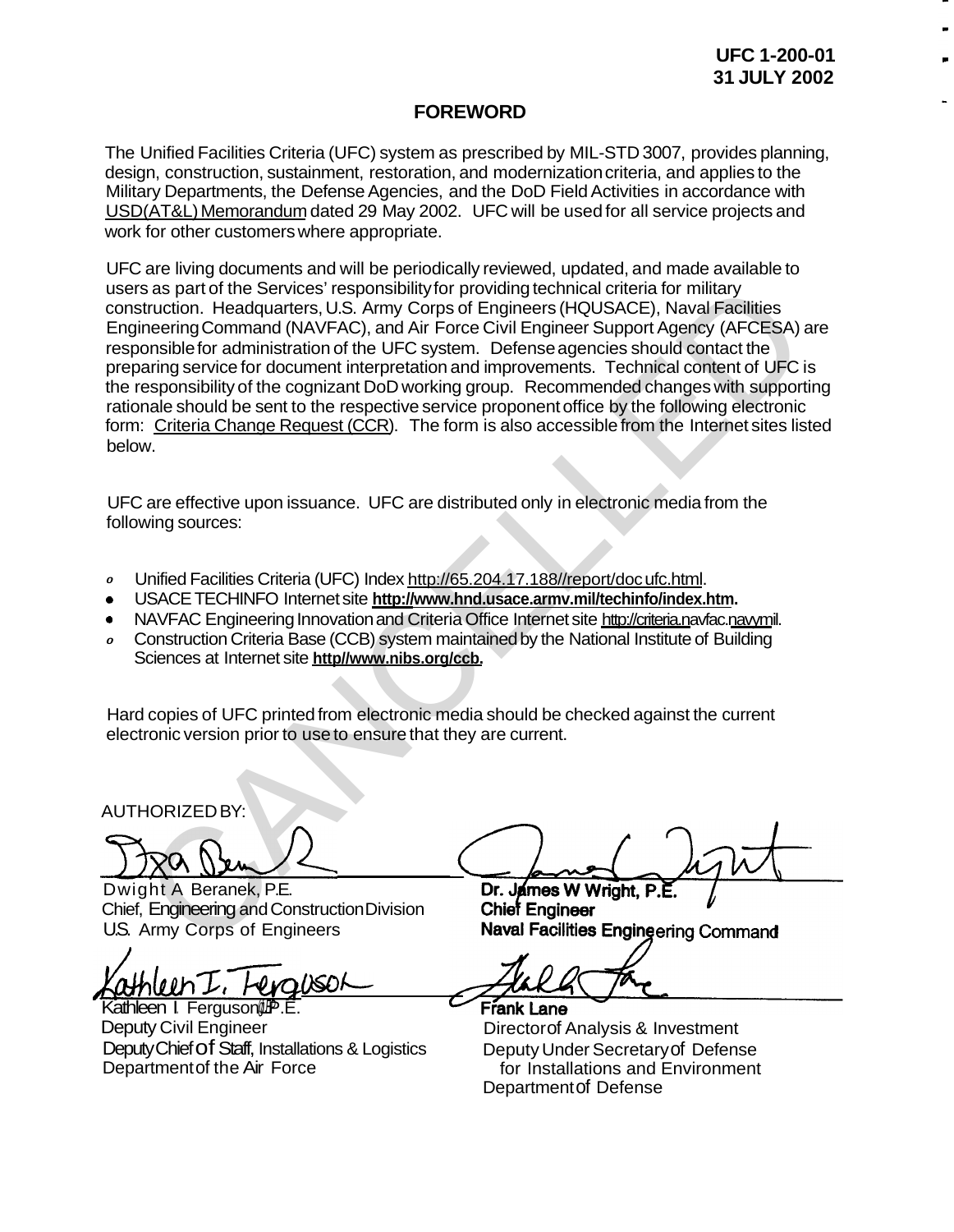UFC 1-200-01
31 JULY 2002

## FOREWORD

The Unified Facilities Criteria (UFC) system as prescribed by MIL-STD 3007, provides planning, design, construction, sustainment, restoration, and modernization criteria, and applies to the Military Departments, the Defense Agencies, and the DoD Field Activities in accordance with USD(AT&L) Memorandum dated 29 May 2002. UFC will be used for all service projects and work for other customers where appropriate.

UFC are living documents and will be periodically reviewed, updated, and made available to users as part of the Services' responsibility for providing technical criteria for military construction. Headquarters, U.S. Army Corps of Engineers (HQUSACE), Naval Facilities Engineering Command (NAVFAC), and Air Force Civil Engineer Support Agency (AFCESA) are responsible for administration of the UFC system. Defense agencies should contact the preparing service for document interpretation and improvements. Technical content of UFC is the responsibility of the cognizant DoD working group. Recommended changes with supporting rationale should be sent to the respective service proponent office by the following electronic form: Criteria Change Request (CCR). The form is also accessible from the Internet sites listed below.

UFC are effective upon issuance. UFC are distributed only in electronic media from the following sources:

- Unified Facilities Criteria (UFC) Index http://65.204.17.188//report/doc ufc.html.
- USACE TECHINFO Internet site **http://www.hnd.usace.armv.mil/techinfo/index.htm.**
- NAVFAC Engineering Innovation and Criteria Office Internet site http://criteria.navfac.navy.mil.
- Construction Criteria Base (CCB) system maintained by the National Institute of Building Sciences at Internet site **http//www.nibs.org/ccb.**

Hard copies of UFC printed from electronic media should be checked against the current electronic version prior to use to ensure that they are current.

AUTHORIZED BY:

Dwight A Beranek, P.E.
Chief, Engineering and Construction Division
U.S. Army Corps of Engineers

**Dr. James W Wright, P.E.**
**Chief Engineer**
**Naval Facilities Engineering Command**

Kathleen I. Ferguson, P.E.
Deputy Civil Engineer
Deputy Chief of Staff, Installations & Logistics
Department of the Air Force

**Frank Lane**
Director of Analysis & Investment
Deputy Under Secretary of Defense
for Installations and Environment
Department of Defense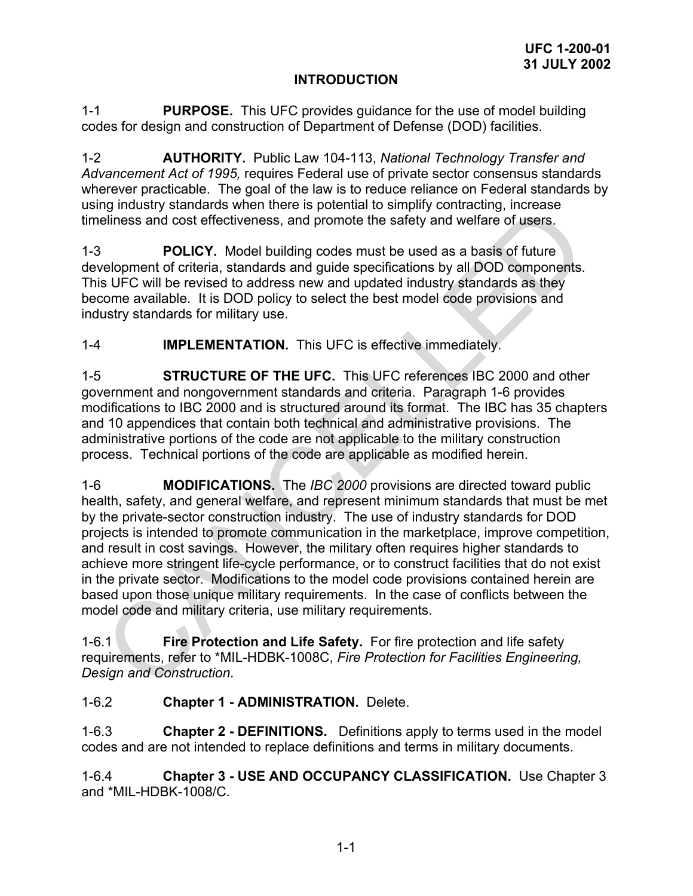# INTRODUCTION

1-1 **PURPOSE.** This UFC provides guidance for the use of model building codes for design and construction of Department of Defense (DOD) facilities.

1-2 **AUTHORITY.** Public Law 104-113, *National Technology Transfer and Advancement Act of 1995,* requires Federal use of private sector consensus standards wherever practicable. The goal of the law is to reduce reliance on Federal standards by using industry standards when there is potential to simplify contracting, increase timeliness and cost effectiveness, and promote the safety and welfare of users.

1-3 **POLICY.** Model building codes must be used as a basis of future development of criteria, standards and guide specifications by all DOD components. This UFC will be revised to address new and updated industry standards as they become available. It is DOD policy to select the best model code provisions and industry standards for military use.

1-4 **IMPLEMENTATION.** This UFC is effective immediately.

1-5 **STRUCTURE OF THE UFC.** This UFC references IBC 2000 and other government and nongovernment standards and criteria. Paragraph 1-6 provides modifications to IBC 2000 and is structured around its format. The IBC has 35 chapters and 10 appendices that contain both technical and administrative provisions. The administrative portions of the code are not applicable to the military construction process. Technical portions of the code are applicable as modified herein.

1-6 **MODIFICATIONS.** The *IBC 2000* provisions are directed toward public health, safety, and general welfare, and represent minimum standards that must be met by the private-sector construction industry. The use of industry standards for DOD projects is intended to promote communication in the marketplace, improve competition, and result in cost savings. However, the military often requires higher standards to achieve more stringent life-cycle performance, or to construct facilities that do not exist in the private sector. Modifications to the model code provisions contained herein are based upon those unique military requirements. In the case of conflicts between the model code and military criteria, use military requirements.

1-6.1 **Fire Protection and Life Safety.** For fire protection and life safety requirements, refer to *MIL-HDBK-1008C, *Fire Protection for Facilities Engineering, Design and Construction*.

1-6.2 **Chapter 1 - ADMINISTRATION.** Delete.

1-6.3 **Chapter 2 - DEFINITIONS.** Definitions apply to terms used in the model codes and are not intended to replace definitions and terms in military documents.

1-6.4 **Chapter 3 - USE AND OCCUPANCY CLASSIFICATION.** Use Chapter 3 and *MIL-HDBK-1008/C.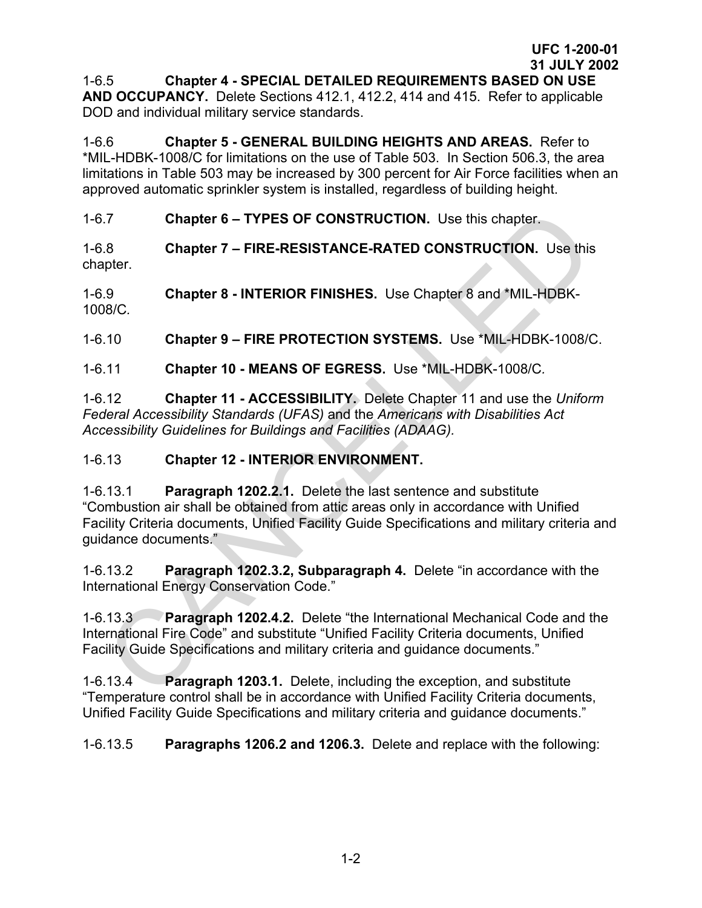1-6.5 **Chapter 4 - SPECIAL DETAILED REQUIREMENTS BASED ON USE AND OCCUPANCY.** Delete Sections 412.1, 412.2, 414 and 415. Refer to applicable DOD and individual military service standards.

1-6.6 **Chapter 5 - GENERAL BUILDING HEIGHTS AND AREAS.** Refer to *MIL-HDBK-1008/C for limitations on the use of Table 503. In Section 506.3, the area limitations in Table 503 may be increased by 300 percent for Air Force facilities when an approved automatic sprinkler system is installed, regardless of building height.

1-6.7 **Chapter 6 – TYPES OF CONSTRUCTION.** Use this chapter.

1-6.8 **Chapter 7 – FIRE-RESISTANCE-RATED CONSTRUCTION.** Use this chapter.

1-6.9 **Chapter 8 - INTERIOR FINISHES.** Use Chapter 8 and *MIL-HDBK-1008/C.

1-6.10 **Chapter 9 – FIRE PROTECTION SYSTEMS.** Use *MIL-HDBK-1008/C.

1-6.11 **Chapter 10 - MEANS OF EGRESS.** Use *MIL-HDBK-1008/C.

1-6.12 **Chapter 11 - ACCESSIBILITY.** Delete Chapter 11 and use the *Uniform Federal Accessibility Standards (UFAS)* and the *Americans with Disabilities Act Accessibility Guidelines for Buildings and Facilities (ADAAG).*

1-6.13 **Chapter 12 - INTERIOR ENVIRONMENT.**

1-6.13.1 **Paragraph 1202.2.1.** Delete the last sentence and substitute "Combustion air shall be obtained from attic areas only in accordance with Unified Facility Criteria documents, Unified Facility Guide Specifications and military criteria and guidance documents."

1-6.13.2 **Paragraph 1202.3.2, Subparagraph 4.** Delete "in accordance with the International Energy Conservation Code."

1-6.13.3 **Paragraph 1202.4.2.** Delete "the International Mechanical Code and the International Fire Code" and substitute "Unified Facility Criteria documents, Unified Facility Guide Specifications and military criteria and guidance documents."

1-6.13.4 **Paragraph 1203.1.** Delete, including the exception, and substitute "Temperature control shall be in accordance with Unified Facility Criteria documents, Unified Facility Guide Specifications and military criteria and guidance documents."

1-6.13.5 **Paragraphs 1206.2 and 1206.3.** Delete and replace with the following: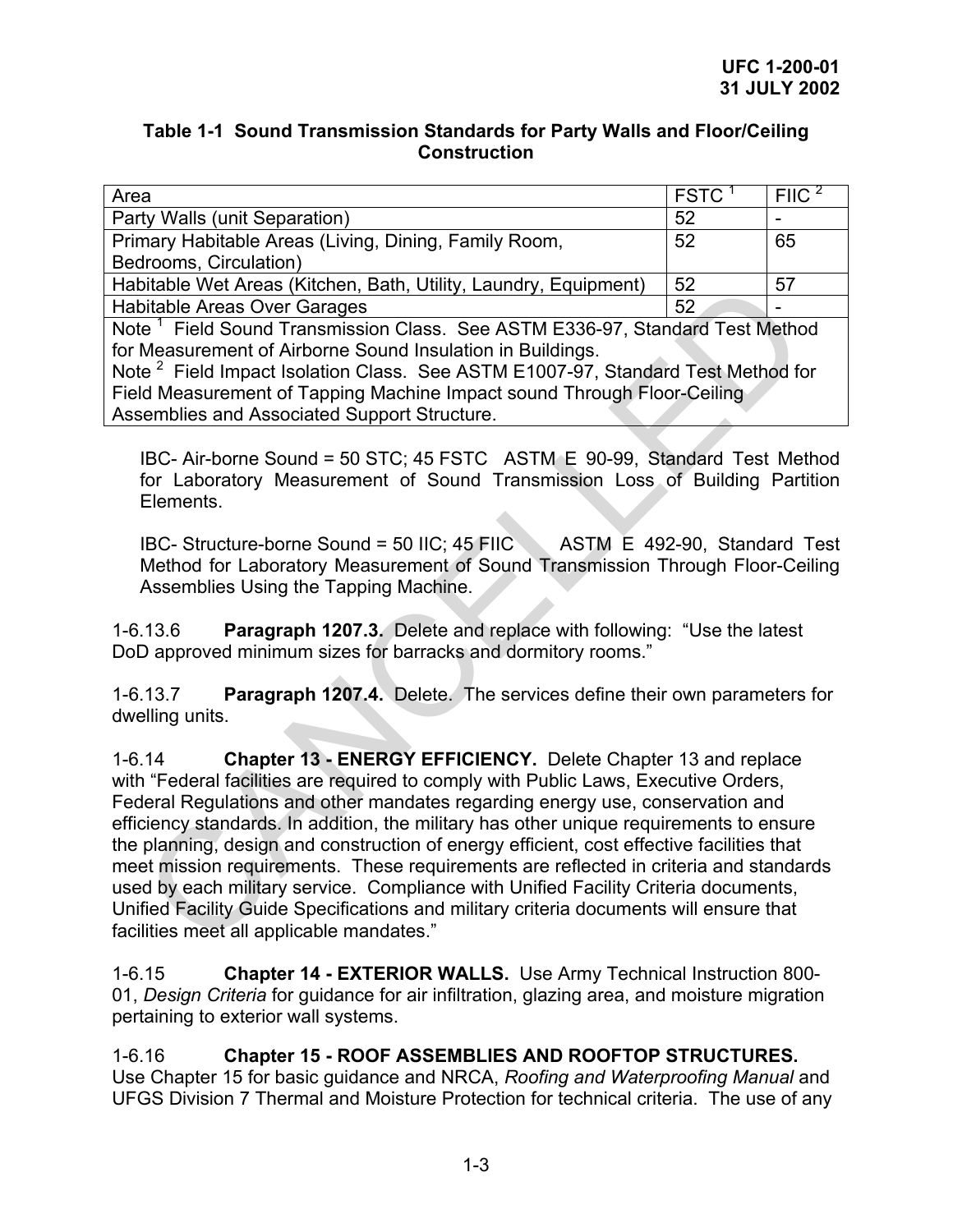**Table 1-1 Sound Transmission Standards for Party Walls and Floor/Ceiling Construction**

| Area | FSTC [1] | FIIC [2] |
|---|---|---|
| Party Walls (unit Separation) | 52 | - |
| Primary Habitable Areas (Living, Dining, Family Room, Bedrooms, Circulation) | 52 | 65 |
| Habitable Wet Areas (Kitchen, Bath, Utility, Laundry, Equipment) | 52 | 57 |
| Habitable Areas Over Garages | 52 | - |
| Note [1] Field Sound Transmission Class. See ASTM E336-97, Standard Test Method for Measurement of Airborne Sound Insulation in Buildings. Note [2] Field Impact Isolation Class. See ASTM E1007-97, Standard Test Method for Field Measurement of Tapping Machine Impact sound Through Floor-Ceiling Assemblies and Associated Support Structure. | | |

IBC- Air-borne Sound = 50 STC; 45 FSTC ASTM E 90-99, Standard Test Method for Laboratory Measurement of Sound Transmission Loss of Building Partition Elements.

IBC- Structure-borne Sound = 50 IIC; 45 FIIC ASTM E 492-90, Standard Test Method for Laboratory Measurement of Sound Transmission Through Floor-Ceiling Assemblies Using the Tapping Machine.

1-6.13.6 **Paragraph 1207.3.** Delete and replace with following: "Use the latest DoD approved minimum sizes for barracks and dormitory rooms."

1-6.13.7 **Paragraph 1207.4.** Delete. The services define their own parameters for dwelling units.

1-6.14 **Chapter 13 - ENERGY EFFICIENCY.** Delete Chapter 13 and replace with "Federal facilities are required to comply with Public Laws, Executive Orders, Federal Regulations and other mandates regarding energy use, conservation and efficiency standards. In addition, the military has other unique requirements to ensure the planning, design and construction of energy efficient, cost effective facilities that meet mission requirements. These requirements are reflected in criteria and standards used by each military service. Compliance with Unified Facility Criteria documents, Unified Facility Guide Specifications and military criteria documents will ensure that facilities meet all applicable mandates."

1-6.15 **Chapter 14 - EXTERIOR WALLS.** Use Army Technical Instruction 800-01, *Design Criteria* for guidance for air infiltration, glazing area, and moisture migration pertaining to exterior wall systems.

1-6.16 **Chapter 15 - ROOF ASSEMBLIES AND ROOFTOP STRUCTURES.** Use Chapter 15 for basic guidance and NRCA, *Roofing and Waterproofing Manual* and UFGS Division 7 Thermal and Moisture Protection for technical criteria. The use of any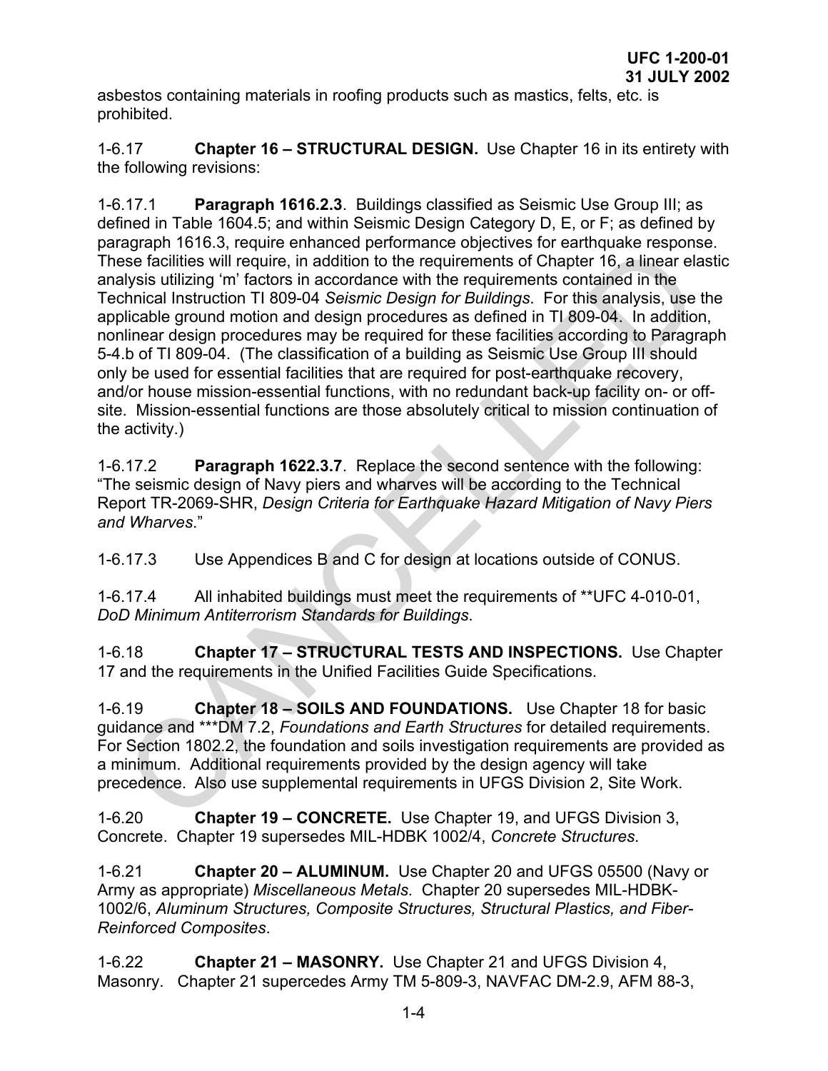asbestos containing materials in roofing products such as mastics, felts, etc. is prohibited.

1-6.17 **Chapter 16 – STRUCTURAL DESIGN.** Use Chapter 16 in its entirety with the following revisions:

1-6.17.1 **Paragraph 1616.2.3**. Buildings classified as Seismic Use Group III; as defined in Table 1604.5; and within Seismic Design Category D, E, or F; as defined by paragraph 1616.3, require enhanced performance objectives for earthquake response. These facilities will require, in addition to the requirements of Chapter 16, a linear elastic analysis utilizing 'm' factors in accordance with the requirements contained in the Technical Instruction TI 809-04 *Seismic Design for Buildings*. For this analysis, use the applicable ground motion and design procedures as defined in TI 809-04. In addition, nonlinear design procedures may be required for these facilities according to Paragraph 5-4.b of TI 809-04. (The classification of a building as Seismic Use Group III should only be used for essential facilities that are required for post-earthquake recovery, and/or house mission-essential functions, with no redundant back-up facility on- or off-site. Mission-essential functions are those absolutely critical to mission continuation of the activity.)

1-6.17.2 **Paragraph 1622.3.7**. Replace the second sentence with the following: "The seismic design of Navy piers and wharves will be according to the Technical Report TR-2069-SHR, *Design Criteria for Earthquake Hazard Mitigation of Navy Piers and Wharves*."

1-6.17.3 Use Appendices B and C for design at locations outside of CONUS.

1-6.17.4 All inhabited buildings must meet the requirements of **UFC 4-010-01, *DoD Minimum Antiterrorism Standards for Buildings*.

1-6.18 **Chapter 17 – STRUCTURAL TESTS AND INSPECTIONS.** Use Chapter 17 and the requirements in the Unified Facilities Guide Specifications.

1-6.19 **Chapter 18 – SOILS AND FOUNDATIONS.** Use Chapter 18 for basic guidance and ***DM 7.2, *Foundations and Earth Structures* for detailed requirements. For Section 1802.2, the foundation and soils investigation requirements are provided as a minimum. Additional requirements provided by the design agency will take precedence. Also use supplemental requirements in UFGS Division 2, Site Work.

1-6.20 **Chapter 19 – CONCRETE.** Use Chapter 19, and UFGS Division 3, Concrete. Chapter 19 supersedes MIL-HDBK 1002/4, *Concrete Structures*.

1-6.21 **Chapter 20 – ALUMINUM.** Use Chapter 20 and UFGS 05500 (Navy or Army as appropriate) *Miscellaneous Metals*. Chapter 20 supersedes MIL-HDBK-1002/6, *Aluminum Structures, Composite Structures, Structural Plastics, and Fiber-Reinforced Composites*.

1-6.22 **Chapter 21 – MASONRY.** Use Chapter 21 and UFGS Division 4, Masonry. Chapter 21 supercedes Army TM 5-809-3, NAVFAC DM-2.9, AFM 88-3,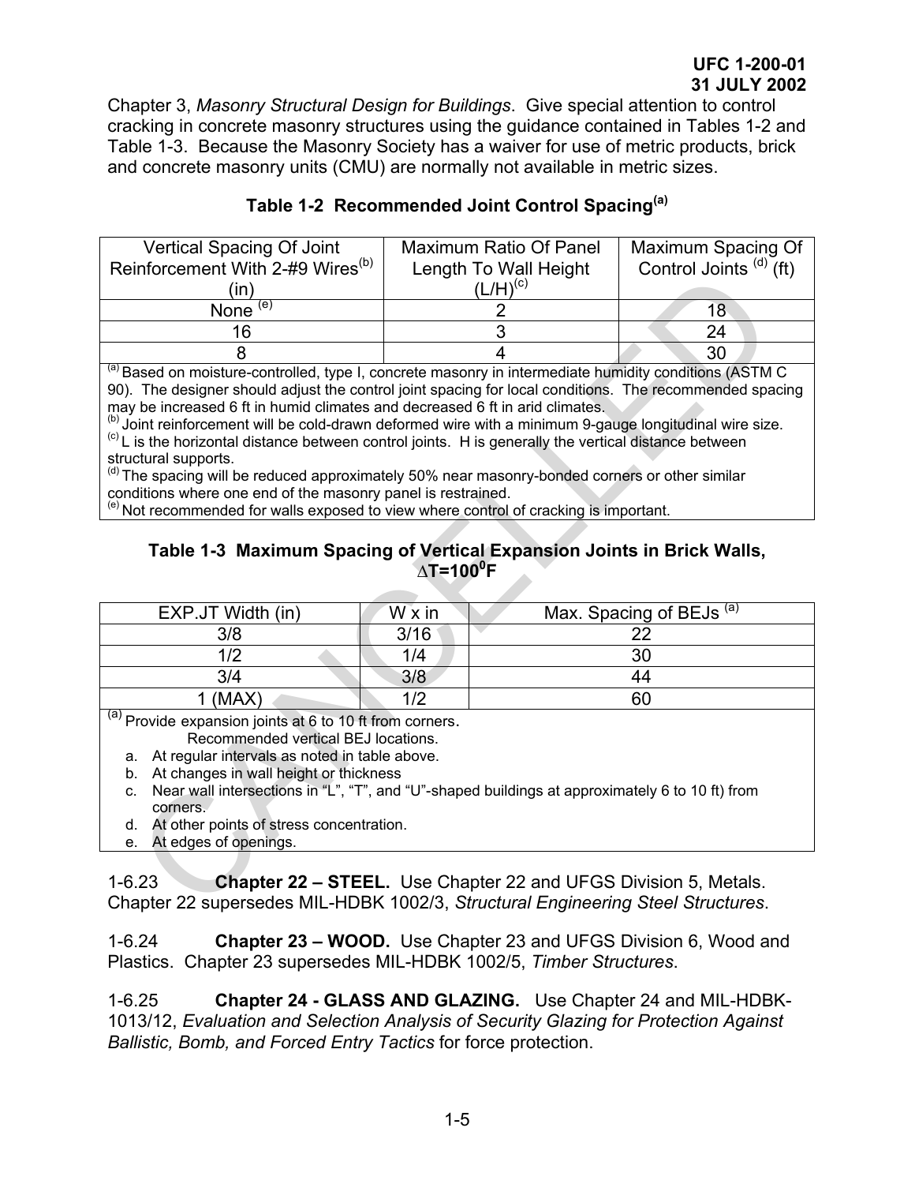Chapter 3, *Masonry Structural Design for Buildings*. Give special attention to control cracking in concrete masonry structures using the guidance contained in Tables 1-2 and Table 1-3. Because the Masonry Society has a waiver for use of metric products, brick and concrete masonry units (CMU) are normally not available in metric sizes.

**Table 1-2 Recommended Joint Control Spacing[a]**

| Vertical Spacing Of Joint Reinforcement With 2-#9 Wires[b] (in) | Maximum Ratio Of Panel Length To Wall Height (L/H)[c] | Maximum Spacing Of Control Joints [d] (ft) |
|---|---|---|
| None [e] | 2 | 18 |
| 16 | 3 | 24 |
| 8 | 4 | 30 |

[a] Based on moisture-controlled, type I, concrete masonry in intermediate humidity conditions (ASTM C 90). The designer should adjust the control joint spacing for local conditions. The recommended spacing may be increased 6 ft in humid climates and decreased 6 ft in arid climates.
[b] Joint reinforcement will be cold-drawn deformed wire with a minimum 9-gauge longitudinal wire size.
[c] L is the horizontal distance between control joints. H is generally the vertical distance between structural supports.
[d] The spacing will be reduced approximately 50% near masonry-bonded corners or other similar conditions where one end of the masonry panel is restrained.
[e] Not recommended for walls exposed to view where control of cracking is important.

**Table 1-3 Maximum Spacing of Vertical Expansion Joints in Brick Walls, $\Delta T=100^0F$**

| EXP.JT Width (in) | W x in | Max. Spacing of BEJs [a] |
|---|---|---|
| 3/8 | 3/16 | 22 |
| 1/2 | 1/4 | 30 |
| 3/4 | 3/8 | 44 |
| 1 (MAX) | 1/2 | 60 |

[a] Provide expansion joints at 6 to 10 ft from corners.
Recommended vertical BEJ locations.

a. At regular intervals as noted in table above.
b. At changes in wall height or thickness
c. Near wall intersections in "L", "T", and "U"-shaped buildings at approximately 6 to 10 ft) from corners.
d. At other points of stress concentration.
e. At edges of openings.

1-6.23 **Chapter 22 – STEEL.** Use Chapter 22 and UFGS Division 5, Metals. Chapter 22 supersedes MIL-HDBK 1002/3, *Structural Engineering Steel Structures*.

1-6.24 **Chapter 23 – WOOD.** Use Chapter 23 and UFGS Division 6, Wood and Plastics. Chapter 23 supersedes MIL-HDBK 1002/5, *Timber Structures*.

1-6.25 **Chapter 24 - GLASS AND GLAZING.** Use Chapter 24 and MIL-HDBK-1013/12, *Evaluation and Selection Analysis of Security Glazing for Protection Against Ballistic, Bomb, and Forced Entry Tactics* for force protection.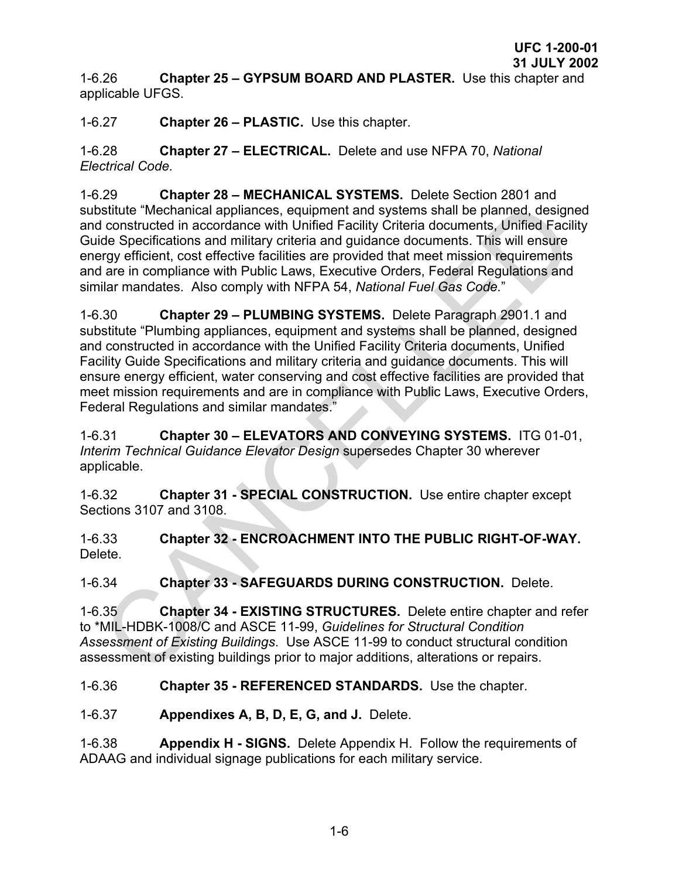1-6.26 **Chapter 25 – GYPSUM BOARD AND PLASTER.** Use this chapter and applicable UFGS.

1-6.27 **Chapter 26 – PLASTIC.** Use this chapter.

1-6.28 **Chapter 27 – ELECTRICAL.** Delete and use NFPA 70, *National Electrical Code.*

1-6.29 **Chapter 28 – MECHANICAL SYSTEMS.** Delete Section 2801 and substitute "Mechanical appliances, equipment and systems shall be planned, designed and constructed in accordance with Unified Facility Criteria documents, Unified Facility Guide Specifications and military criteria and guidance documents. This will ensure energy efficient, cost effective facilities are provided that meet mission requirements and are in compliance with Public Laws, Executive Orders, Federal Regulations and similar mandates. Also comply with NFPA 54, *National Fuel Gas Code.*"

1-6.30 **Chapter 29 – PLUMBING SYSTEMS.** Delete Paragraph 2901.1 and substitute "Plumbing appliances, equipment and systems shall be planned, designed and constructed in accordance with the Unified Facility Criteria documents, Unified Facility Guide Specifications and military criteria and guidance documents. This will ensure energy efficient, water conserving and cost effective facilities are provided that meet mission requirements and are in compliance with Public Laws, Executive Orders, Federal Regulations and similar mandates."

1-6.31 **Chapter 30 – ELEVATORS AND CONVEYING SYSTEMS.** ITG 01-01, *Interim Technical Guidance Elevator Design* supersedes Chapter 30 wherever applicable.

1-6.32 **Chapter 31 - SPECIAL CONSTRUCTION.** Use entire chapter except Sections 3107 and 3108.

1-6.33 **Chapter 32 - ENCROACHMENT INTO THE PUBLIC RIGHT-OF-WAY.** Delete.

1-6.34 **Chapter 33 - SAFEGUARDS DURING CONSTRUCTION.** Delete.

1-6.35 **Chapter 34 - EXISTING STRUCTURES.** Delete entire chapter and refer to *MIL-HDBK-1008/C and ASCE 11-99, *Guidelines for Structural Condition Assessment of Existing Buildings.* Use ASCE 11-99 to conduct structural condition assessment of existing buildings prior to major additions, alterations or repairs.

1-6.36 **Chapter 35 - REFERENCED STANDARDS.** Use the chapter.

1-6.37 **Appendixes A, B, D, E, G, and J.** Delete.

1-6.38 **Appendix H - SIGNS.** Delete Appendix H. Follow the requirements of ADAAG and individual signage publications for each military service.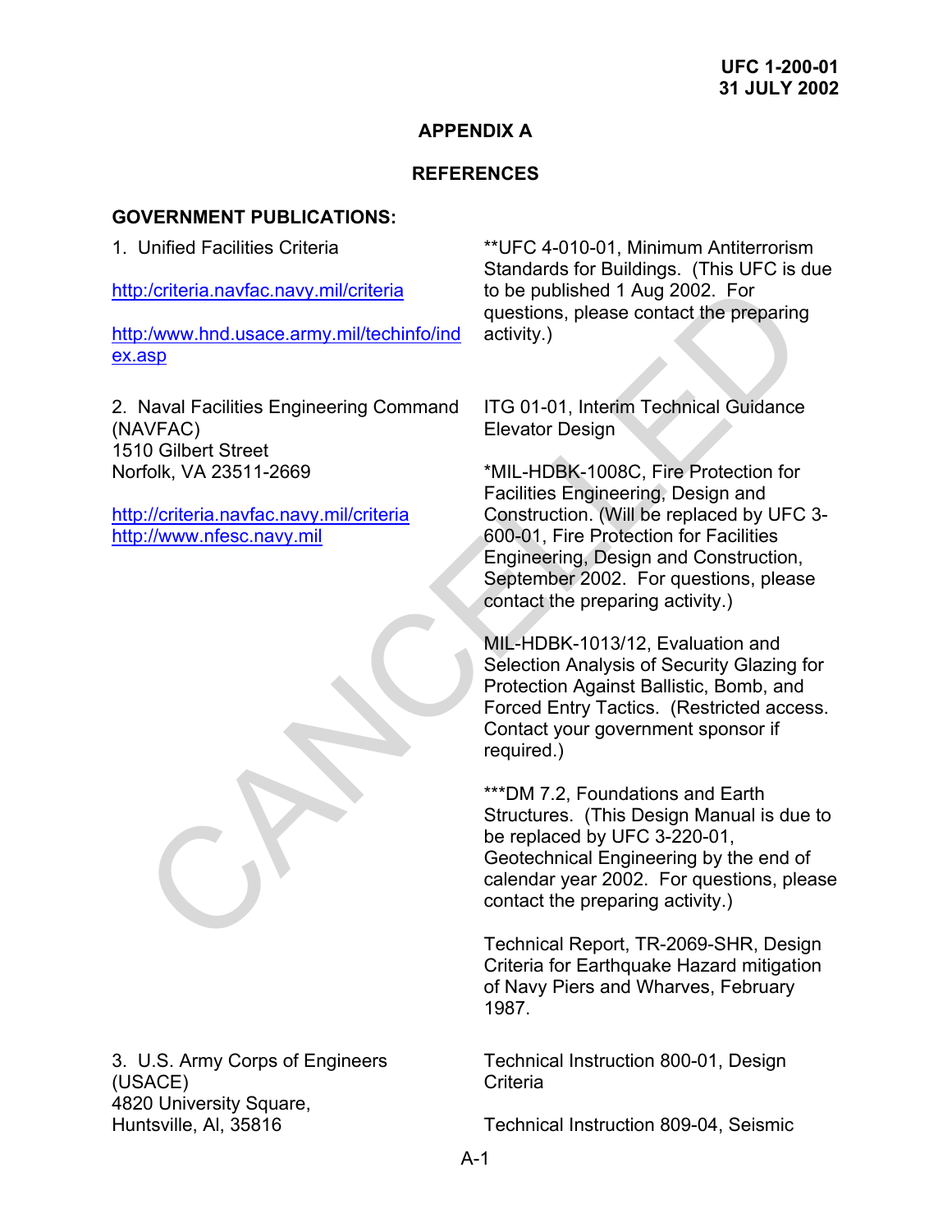# APPENDIX A

## REFERENCES

**GOVERNMENT PUBLICATIONS:**

1. Unified Facilities Criteria

http:/criteria.navfac.navy.mil/criteria

http:/www.hnd.usace.army.mil/techinfo/index.asp

**UFC 4-010-01, Minimum Antiterrorism Standards for Buildings. (This UFC is due to be published 1 Aug 2002. For questions, please contact the preparing activity.)

2. Naval Facilities Engineering Command (NAVFAC)
1510 Gilbert Street
Norfolk, VA 23511-2669

http://criteria.navfac.navy.mil/criteria
http://www.nfesc.navy.mil

ITG 01-01, Interim Technical Guidance Elevator Design

*MIL-HDBK-1008C, Fire Protection for Facilities Engineering, Design and Construction. (Will be replaced by UFC 3-600-01, Fire Protection for Facilities Engineering, Design and Construction, September 2002. For questions, please contact the preparing activity.)

MIL-HDBK-1013/12, Evaluation and Selection Analysis of Security Glazing for Protection Against Ballistic, Bomb, and Forced Entry Tactics. (Restricted access. Contact your government sponsor if required.)

***DM 7.2, Foundations and Earth Structures. (This Design Manual is due to be replaced by UFC 3-220-01, Geotechnical Engineering by the end of calendar year 2002. For questions, please contact the preparing activity.)

Technical Report, TR-2069-SHR, Design Criteria for Earthquake Hazard mitigation of Navy Piers and Wharves, February 1987.

3. U.S. Army Corps of Engineers (USACE)
4820 University Square,
Huntsville, Al, 35816

Technical Instruction 800-01, Design Criteria

Technical Instruction 809-04, Seismic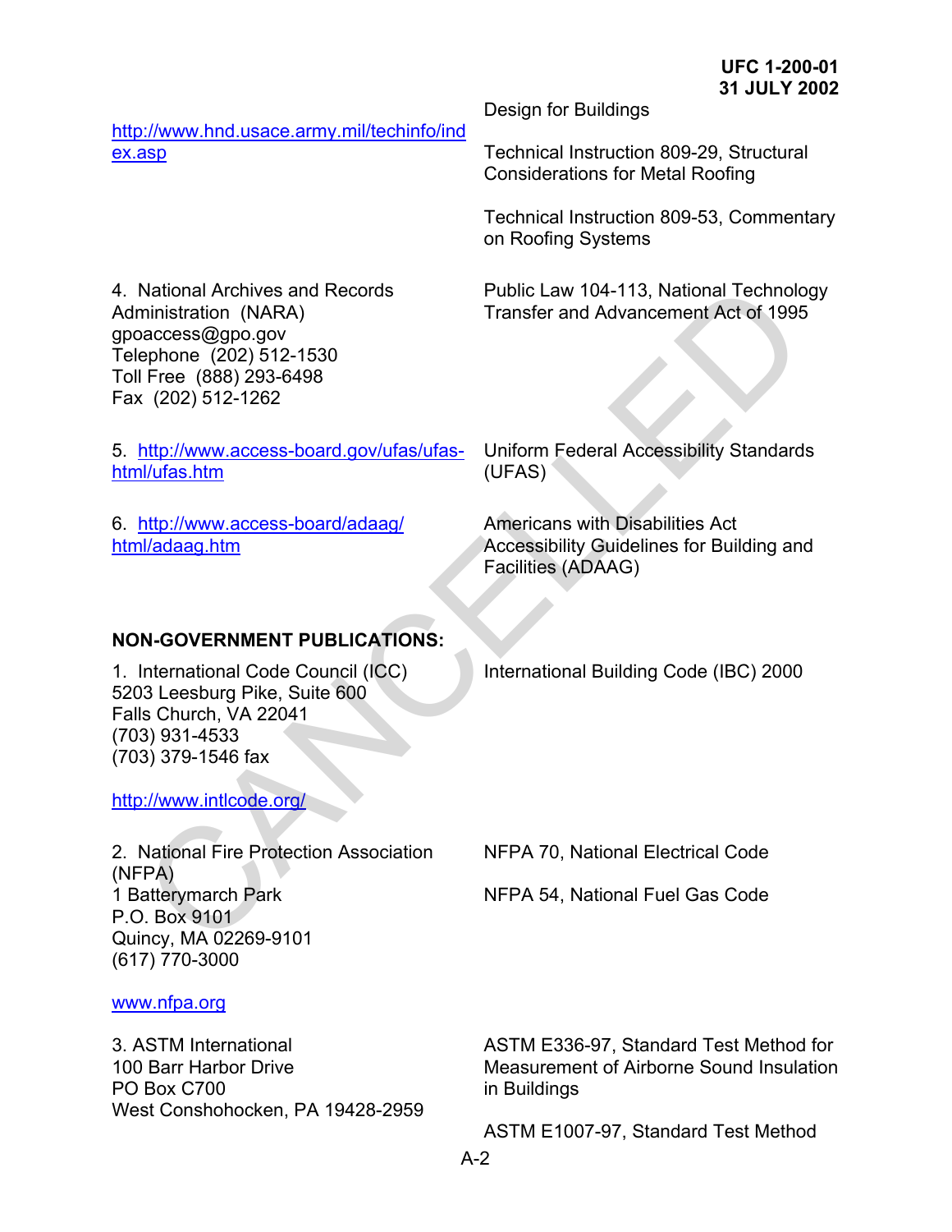| | |
|---|---|
| | Design for Buildings |
| http://www.hnd.usace.army.mil/techinfo/index.asp | Technical Instruction 809-29, Structural Considerations for Metal Roofing |
| | Technical Instruction 809-53, Commentary on Roofing Systems |
| 4. National Archives and Records Administration (NARA)<br>gpoaccess@gpo.gov<br>Telephone (202) 512-1530<br>Toll Free (888) 293-6498<br>Fax (202) 512-1262 | Public Law 104-113, National Technology Transfer and Advancement Act of 1995 |
| 5. http://www.access-board.gov/ufas/ufas-html/ufas.htm | Uniform Federal Accessibility Standards (UFAS) |
| 6. http://www.access-board/adaag/html/adaag.htm | Americans with Disabilities Act Accessibility Guidelines for Building and Facilities (ADAAG) |

**NON-GOVERNMENT PUBLICATIONS:**

| | |
|---|---|
| 1. International Code Council (ICC)<br>5203 Leesburg Pike, Suite 600<br>Falls Church, VA 22041<br>(703) 931-4533<br>(703) 379-1546 fax<br><br>http://www.intlcode.org/ | International Building Code (IBC) 2000 |
| 2. National Fire Protection Association (NFPA)<br>1 Batterymarch Park<br>P.O. Box 9101<br>Quincy, MA 02269-9101<br>(617) 770-3000<br><br>www.nfpa.org | NFPA 70, National Electrical Code<br><br>NFPA 54, National Fuel Gas Code |
| 3. ASTM International<br>100 Barr Harbor Drive<br>PO Box C700<br>West Conshohocken, PA 19428-2959 | ASTM E336-97, Standard Test Method for Measurement of Airborne Sound Insulation in Buildings<br><br>ASTM E1007-97, Standard Test Method |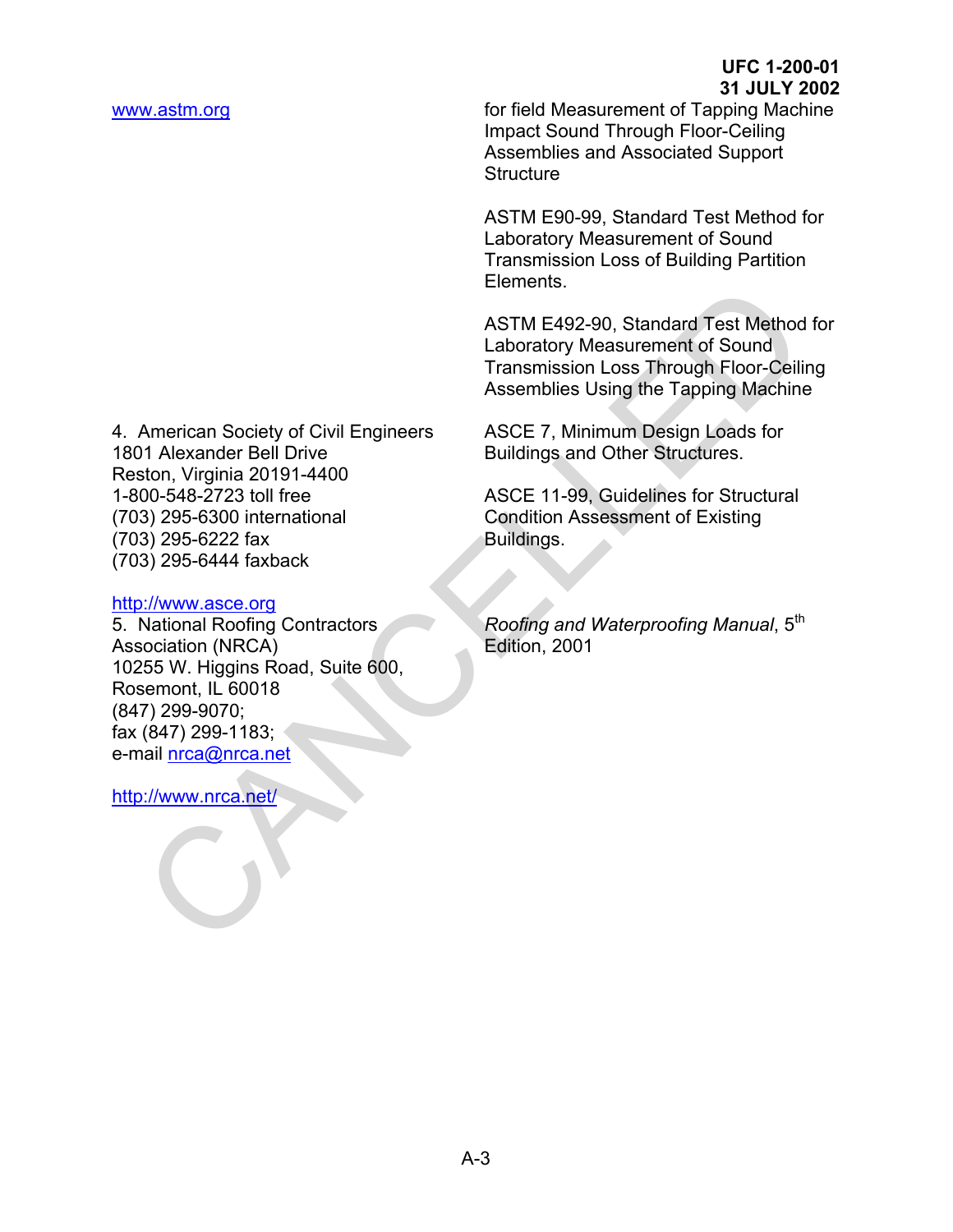www.astm.org

for field Measurement of Tapping Machine Impact Sound Through Floor-Ceiling Assemblies and Associated Support Structure

ASTM E90-99, Standard Test Method for Laboratory Measurement of Sound Transmission Loss of Building Partition Elements.

ASTM E492-90, Standard Test Method for Laboratory Measurement of Sound Transmission Loss Through Floor-Ceiling Assemblies Using the Tapping Machine

4. American Society of Civil Engineers
1801 Alexander Bell Drive
Reston, Virginia 20191-4400
1-800-548-2723 toll free
(703) 295-6300 international
(703) 295-6222 fax
(703) 295-6444 faxback

http://www.asce.org

ASCE 7, Minimum Design Loads for Buildings and Other Structures.

ASCE 11-99, Guidelines for Structural Condition Assessment of Existing Buildings.

5. National Roofing Contractors Association (NRCA)
10255 W. Higgins Road, Suite 600,
Rosemont, IL 60018
(847) 299-9070;
fax (847) 299-1183;
e-mail nrca@nrca.net

http://www.nrca.net/

*Roofing and Waterproofing Manual*, 5th Edition, 2001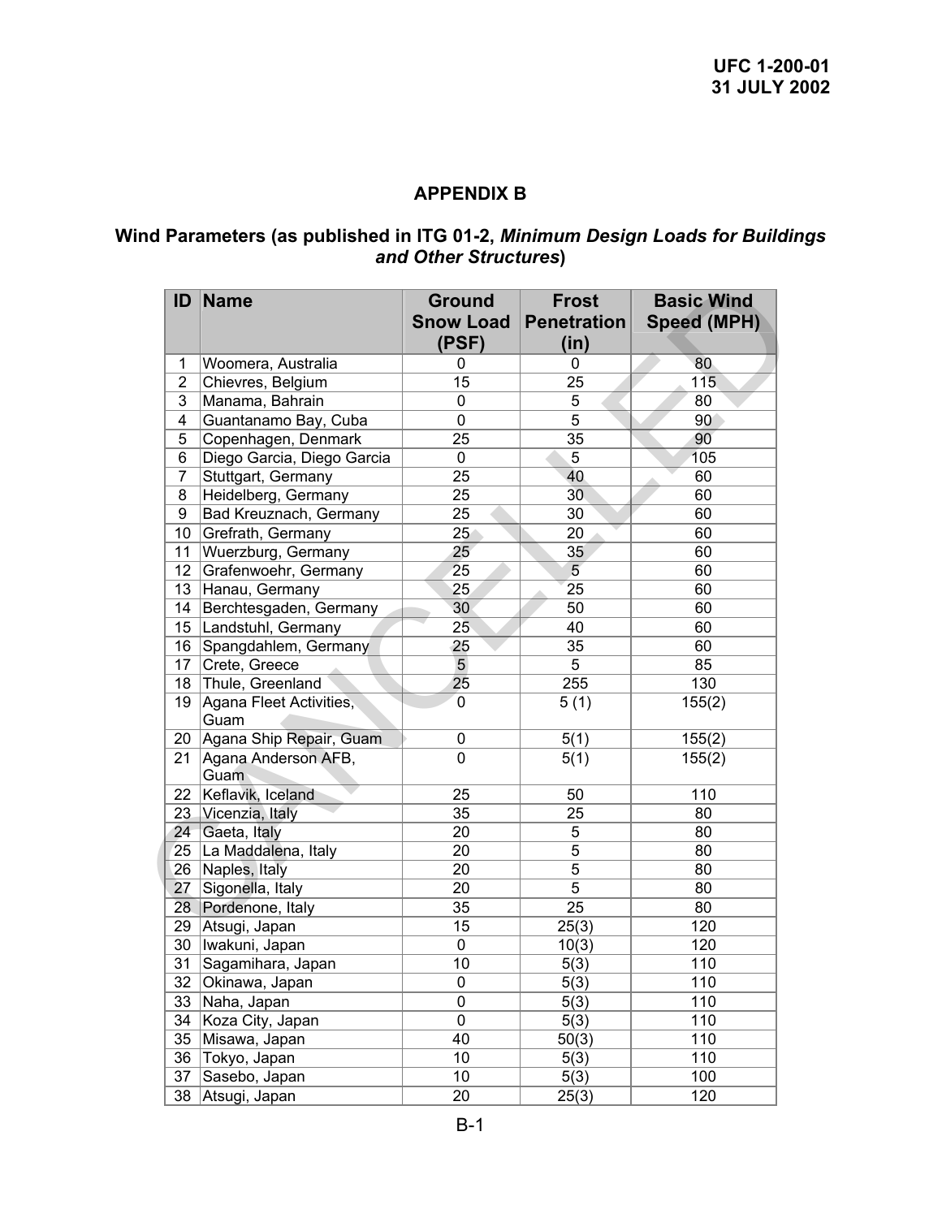## APPENDIX B

### Wind Parameters (as published in ITG 01-2, *Minimum Design Loads for Buildings and Other Structures*)

| ID | Name | Ground Snow Load (PSF) | Frost Penetration (in) | Basic Wind Speed (MPH) |
|---|---|---|---|---|
| 1 | Woomera, Australia | 0 | 0 | 80 |
| 2 | Chievres, Belgium | 15 | 25 | 115 |
| 3 | Manama, Bahrain | 0 | 5 | 80 |
| 4 | Guantanamo Bay, Cuba | 0 | 5 | 90 |
| 5 | Copenhagen, Denmark | 25 | 35 | 90 |
| 6 | Diego Garcia, Diego Garcia | 0 | 5 | 105 |
| 7 | Stuttgart, Germany | 25 | 40 | 60 |
| 8 | Heidelberg, Germany | 25 | 30 | 60 |
| 9 | Bad Kreuznach, Germany | 25 | 30 | 60 |
| 10 | Grefrath, Germany | 25 | 20 | 60 |
| 11 | Wuerzburg, Germany | 25 | 35 | 60 |
| 12 | Grafenwoehr, Germany | 25 | 5 | 60 |
| 13 | Hanau, Germany | 25 | 25 | 60 |
| 14 | Berchtesgaden, Germany | 30 | 50 | 60 |
| 15 | Landstuhl, Germany | 25 | 40 | 60 |
| 16 | Spangdahlem, Germany | 25 | 35 | 60 |
| 17 | Crete, Greece | 5 | 5 | 85 |
| 18 | Thule, Greenland | 25 | 255 | 130 |
| 19 | Agana Fleet Activities, Guam | 0 | 5 (1) | 155(2) |
| 20 | Agana Ship Repair, Guam | 0 | 5(1) | 155(2) |
| 21 | Agana Anderson AFB, Guam | 0 | 5(1) | 155(2) |
| 22 | Keflavik, Iceland | 25 | 50 | 110 |
| 23 | Vicenzia, Italy | 35 | 25 | 80 |
| 24 | Gaeta, Italy | 20 | 5 | 80 |
| 25 | La Maddalena, Italy | 20 | 5 | 80 |
| 26 | Naples, Italy | 20 | 5 | 80 |
| 27 | Sigonella, Italy | 20 | 5 | 80 |
| 28 | Pordenone, Italy | 35 | 25 | 80 |
| 29 | Atsugi, Japan | 15 | 25(3) | 120 |
| 30 | Iwakuni, Japan | 0 | 10(3) | 120 |
| 31 | Sagamihara, Japan | 10 | 5(3) | 110 |
| 32 | Okinawa, Japan | 0 | 5(3) | 110 |
| 33 | Naha, Japan | 0 | 5(3) | 110 |
| 34 | Koza City, Japan | 0 | 5(3) | 110 |
| 35 | Misawa, Japan | 40 | 50(3) | 110 |
| 36 | Tokyo, Japan | 10 | 5(3) | 110 |
| 37 | Sasebo, Japan | 10 | 5(3) | 100 |
| 38 | Atsugi, Japan | 20 | 25(3) | 120 |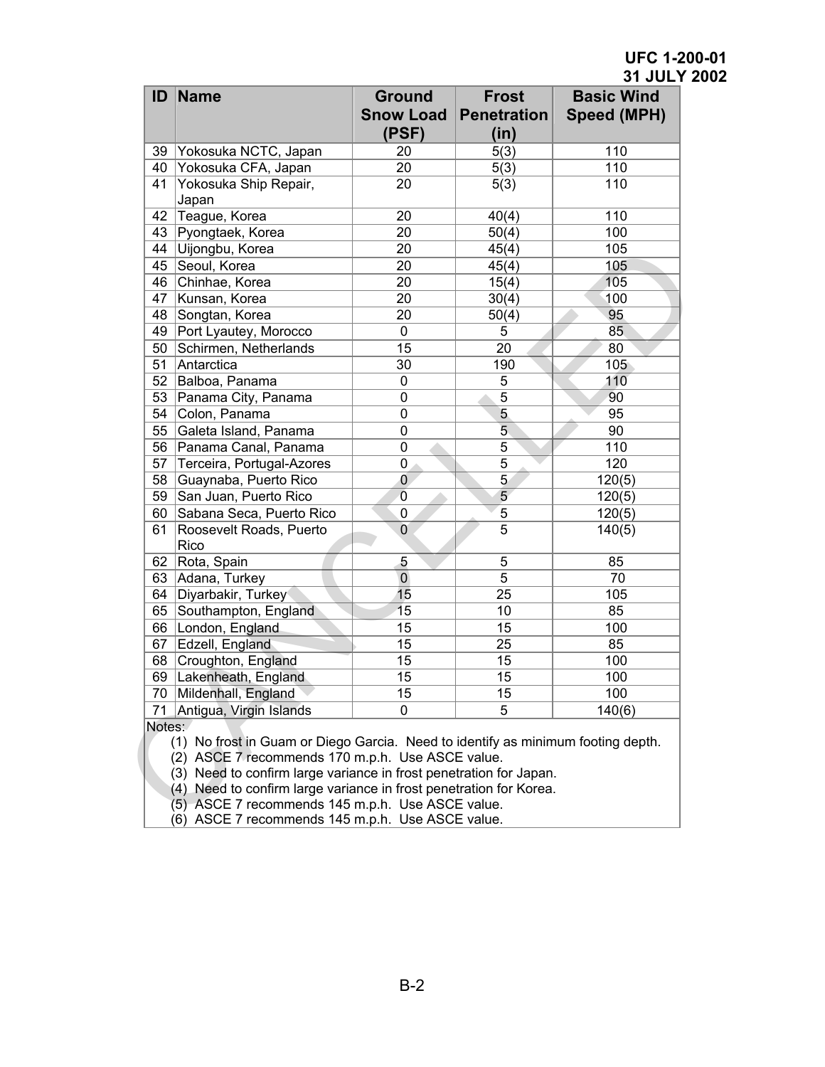| ID | Name | Ground Snow Load (PSF) | Frost Penetration (in) | Basic Wind Speed (MPH) |
|---|---|---|---|---|
| 39 | Yokosuka NCTC, Japan | 20 | 5(3) | 110 |
| 40 | Yokosuka CFA, Japan | 20 | 5(3) | 110 |
| 41 | Yokosuka Ship Repair, Japan | 20 | 5(3) | 110 |
| 42 | Teague, Korea | 20 | 40(4) | 110 |
| 43 | Pyongtaek, Korea | 20 | 50(4) | 100 |
| 44 | Uijongbu, Korea | 20 | 45(4) | 105 |
| 45 | Seoul, Korea | 20 | 45(4) | 105 |
| 46 | Chinhae, Korea | 20 | 15(4) | 105 |
| 47 | Kunsan, Korea | 20 | 30(4) | 100 |
| 48 | Songtan, Korea | 20 | 50(4) | 95 |
| 49 | Port Lyautey, Morocco | 0 | 5 | 85 |
| 50 | Schirmen, Netherlands | 15 | 20 | 80 |
| 51 | Antarctica | 30 | 190 | 105 |
| 52 | Balboa, Panama | 0 | 5 | 110 |
| 53 | Panama City, Panama | 0 | 5 | 90 |
| 54 | Colon, Panama | 0 | 5 | 95 |
| 55 | Galeta Island, Panama | 0 | 5 | 90 |
| 56 | Panama Canal, Panama | 0 | 5 | 110 |
| 57 | Terceira, Portugal-Azores | 0 | 5 | 120 |
| 58 | Guaynaba, Puerto Rico | 0 | 5 | 120(5) |
| 59 | San Juan, Puerto Rico | 0 | 5 | 120(5) |
| 60 | Sabana Seca, Puerto Rico | 0 | 5 | 120(5) |
| 61 | Roosevelt Roads, Puerto Rico | 0 | 5 | 140(5) |
| 62 | Rota, Spain | 5 | 5 | 85 |
| 63 | Adana, Turkey | 0 | 5 | 70 |
| 64 | Diyarbakir, Turkey | 15 | 25 | 105 |
| 65 | Southampton, England | 15 | 10 | 85 |
| 66 | London, England | 15 | 15 | 100 |
| 67 | Edzell, England | 15 | 25 | 85 |
| 68 | Croughton, England | 15 | 15 | 100 |
| 69 | Lakenheath, England | 15 | 15 | 100 |
| 70 | Mildenhall, England | 15 | 15 | 100 |
| 71 | Antigua, Virgin Islands | 0 | 5 | 140(6) |

Notes:

(1) No frost in Guam or Diego Garcia. Need to identify as minimum footing depth.
(2) ASCE 7 recommends 170 m.p.h. Use ASCE value.
(3) Need to confirm large variance in frost penetration for Japan.
(4) Need to confirm large variance in frost penetration for Korea.
(5) ASCE 7 recommends 145 m.p.h. Use ASCE value.
(6) ASCE 7 recommends 145 m.p.h. Use ASCE value.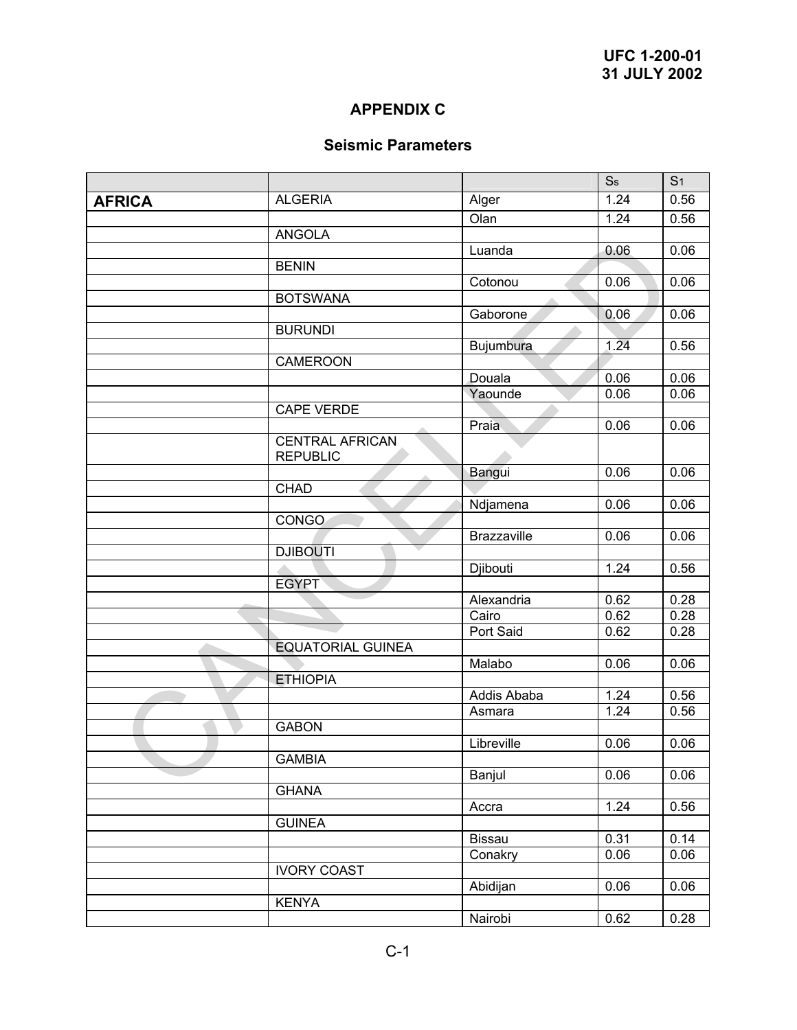# APPENDIX C

## Seismic Parameters

| | | | $S_s$ | $S_1$ |
|---|---|---|---|---|
| **AFRICA** | ALGERIA | Alger | 1.24 | 0.56 |
| | | Olan | 1.24 | 0.56 |
| | ANGOLA | | | |
| | | Luanda | 0.06 | 0.06 |
| | BENIN | | | |
| | | Cotonou | 0.06 | 0.06 |
| | BOTSWANA | | | |
| | | Gaborone | 0.06 | 0.06 |
| | BURUNDI | | | |
| | | Bujumbura | 1.24 | 0.56 |
| | CAMEROON | | | |
| | | Douala | 0.06 | 0.06 |
| | | Yaounde | 0.06 | 0.06 |
| | CAPE VERDE | | | |
| | | Praia | 0.06 | 0.06 |
| | CENTRAL AFRICAN REPUBLIC | | | |
| | | Bangui | 0.06 | 0.06 |
| | CHAD | | | |
| | | Ndjamena | 0.06 | 0.06 |
| | CONGO | | | |
| | | Brazzaville | 0.06 | 0.06 |
| | DJIBOUTI | | | |
| | | Djibouti | 1.24 | 0.56 |
| | EGYPT | | | |
| | | Alexandria | 0.62 | 0.28 |
| | | Cairo | 0.62 | 0.28 |
| | | Port Said | 0.62 | 0.28 |
| | EQUATORIAL GUINEA | | | |
| | | Malabo | 0.06 | 0.06 |
| | ETHIOPIA | | | |
| | | Addis Ababa | 1.24 | 0.56 |
| | | Asmara | 1.24 | 0.56 |
| | GABON | | | |
| | | Libreville | 0.06 | 0.06 |
| | GAMBIA | | | |
| | | Banjul | 0.06 | 0.06 |
| | GHANA | | | |
| | | Accra | 1.24 | 0.56 |
| | GUINEA | | | |
| | | Bissau | 0.31 | 0.14 |
| | | Conakry | 0.06 | 0.06 |
| | IVORY COAST | | | |
| | | Abidijan | 0.06 | 0.06 |
| | KENYA | | | |
| | | Nairobi | 0.62 | 0.28 |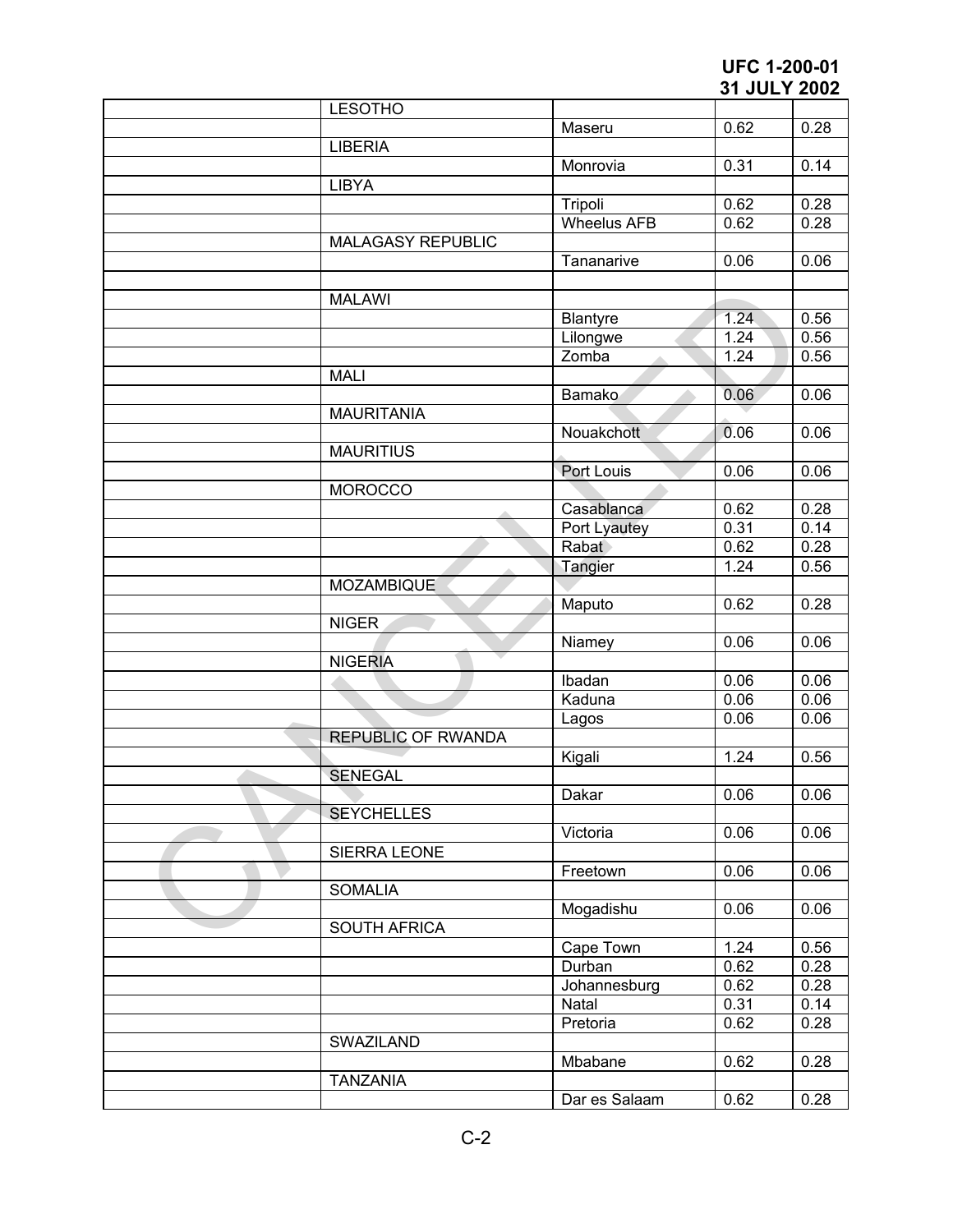| | | | | |
|---|---|---|---|---|
| | LESOTHO | | | |
| | | Maseru | 0.62 | 0.28 |
| | LIBERIA | | | |
| | | Monrovia | 0.31 | 0.14 |
| | LIBYA | | | |
| | | Tripoli | 0.62 | 0.28 |
| | | Wheelus AFB | 0.62 | 0.28 |
| | MALAGASY REPUBLIC | | | |
| | | Tananarive | 0.06 | 0.06 |
| | | | | |
| | MALAWI | | | |
| | | Blantyre | 1.24 | 0.56 |
| | | Lilongwe | 1.24 | 0.56 |
| | | Zomba | 1.24 | 0.56 |
| | MALI | | | |
| | | Bamako | 0.06 | 0.06 |
| | MAURITANIA | | | |
| | | Nouakchott | 0.06 | 0.06 |
| | MAURITIUS | | | |
| | | Port Louis | 0.06 | 0.06 |
| | MOROCCO | | | |
| | | Casablanca | 0.62 | 0.28 |
| | | Port Lyautey | 0.31 | 0.14 |
| | | Rabat | 0.62 | 0.28 |
| | | Tangier | 1.24 | 0.56 |
| | MOZAMBIQUE | | | |
| | | Maputo | 0.62 | 0.28 |
| | NIGER | | | |
| | | Niamey | 0.06 | 0.06 |
| | NIGERIA | | | |
| | | Ibadan | 0.06 | 0.06 |
| | | Kaduna | 0.06 | 0.06 |
| | | Lagos | 0.06 | 0.06 |
| | REPUBLIC OF RWANDA | | | |
| | | Kigali | 1.24 | 0.56 |
| | SENEGAL | | | |
| | | Dakar | 0.06 | 0.06 |
| | SEYCHELLES | | | |
| | | Victoria | 0.06 | 0.06 |
| | SIERRA LEONE | | | |
| | | Freetown | 0.06 | 0.06 |
| | SOMALIA | | | |
| | | Mogadishu | 0.06 | 0.06 |
| | SOUTH AFRICA | | | |
| | | Cape Town | 1.24 | 0.56 |
| | | Durban | 0.62 | 0.28 |
| | | Johannesburg | 0.62 | 0.28 |
| | | Natal | 0.31 | 0.14 |
| | | Pretoria | 0.62 | 0.28 |
| | SWAZILAND | | | |
| | | Mbabane | 0.62 | 0.28 |
| | TANZANIA | | | |
| | | Dar es Salaam | 0.62 | 0.28 |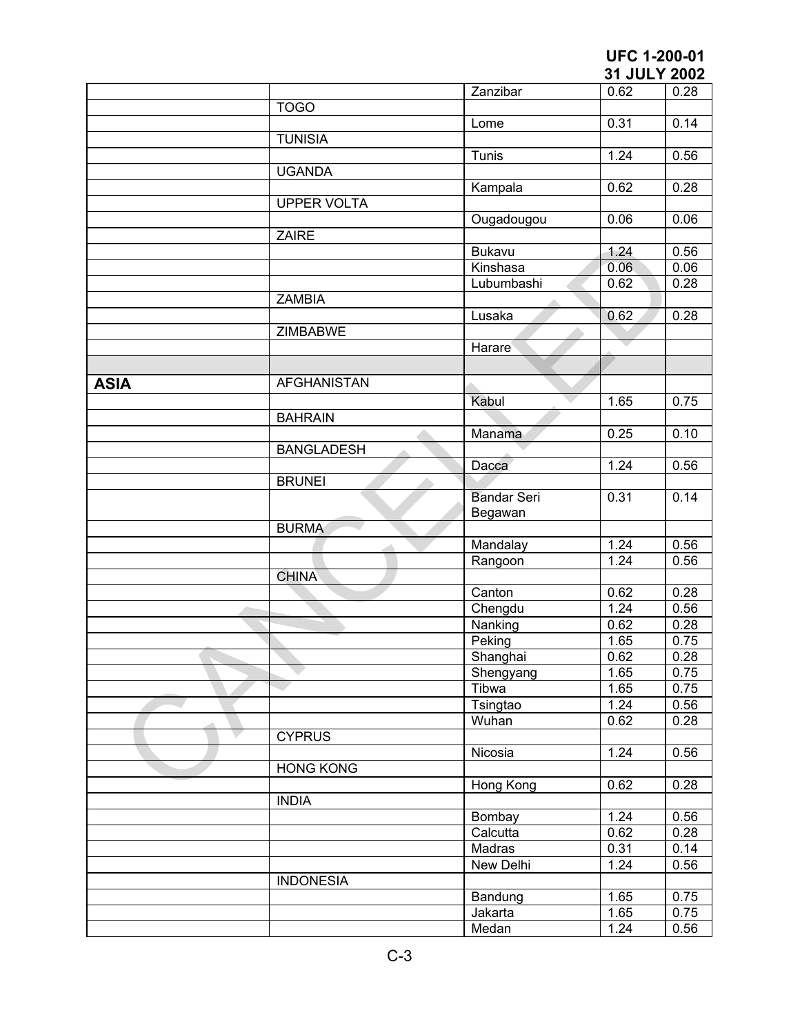| | | | | |
|---|---|---|---|---|
| | | Zanzibar | 0.62 | 0.28 |
| | TOGO | | | |
| | | Lome | 0.31 | 0.14 |
| | TUNISIA | | | |
| | | Tunis | 1.24 | 0.56 |
| | UGANDA | | | |
| | | Kampala | 0.62 | 0.28 |
| | UPPER VOLTA | | | |
| | | Ougadougou | 0.06 | 0.06 |
| | ZAIRE | | | |
| | | Bukavu | 1.24 | 0.56 |
| | | Kinshasa | 0.06 | 0.06 |
| | | Lubumbashi | 0.62 | 0.28 |
| | ZAMBIA | | | |
| | | Lusaka | 0.62 | 0.28 |
| | ZIMBABWE | | | |
| | | Harare | | |
| | | | | |
| **ASIA** | AFGHANISTAN | | | |
| | | Kabul | 1.65 | 0.75 |
| | BAHRAIN | | | |
| | | Manama | 0.25 | 0.10 |
| | BANGLADESH | | | |
| | | Dacca | 1.24 | 0.56 |
| | BRUNEI | | | |
| | | Bandar Seri Begawan | 0.31 | 0.14 |
| | BURMA | | | |
| | | Mandalay | 1.24 | 0.56 |
| | | Rangoon | 1.24 | 0.56 |
| | CHINA | | | |
| | | Canton | 0.62 | 0.28 |
| | | Chengdu | 1.24 | 0.56 |
| | | Nanking | 0.62 | 0.28 |
| | | Peking | 1.65 | 0.75 |
| | | Shanghai | 0.62 | 0.28 |
| | | Shengyang | 1.65 | 0.75 |
| | | Tibwa | 1.65 | 0.75 |
| | | Tsingtao | 1.24 | 0.56 |
| | | Wuhan | 0.62 | 0.28 |
| | CYPRUS | | | |
| | | Nicosia | 1.24 | 0.56 |
| | HONG KONG | | | |
| | | Hong Kong | 0.62 | 0.28 |
| | INDIA | | | |
| | | Bombay | 1.24 | 0.56 |
| | | Calcutta | 0.62 | 0.28 |
| | | Madras | 0.31 | 0.14 |
| | | New Delhi | 1.24 | 0.56 |
| | INDONESIA | | | |
| | | Bandung | 1.65 | 0.75 |
| | | Jakarta | 1.65 | 0.75 |
| | | Medan | 1.24 | 0.56 |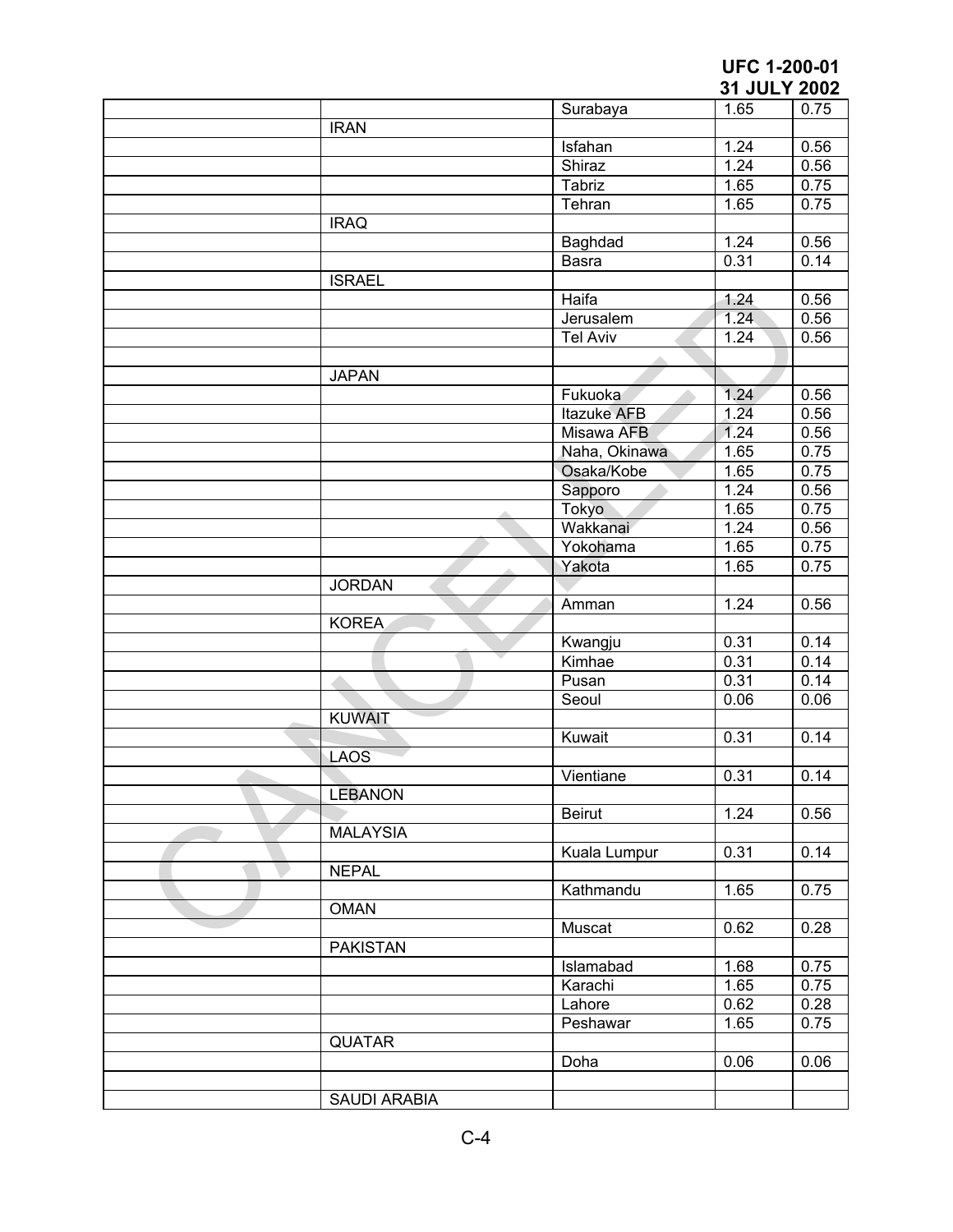| | | | | |
|---|---|---|---|---|
| | | Surabaya | 1.65 | 0.75 |
| | IRAN | | | |
| | | Isfahan | 1.24 | 0.56 |
| | | Shiraz | 1.24 | 0.56 |
| | | Tabriz | 1.65 | 0.75 |
| | | Tehran | 1.65 | 0.75 |
| | IRAQ | | | |
| | | Baghdad | 1.24 | 0.56 |
| | | Basra | 0.31 | 0.14 |
| | ISRAEL | | | |
| | | Haifa | 1.24 | 0.56 |
| | | Jerusalem | 1.24 | 0.56 |
| | | Tel Aviv | 1.24 | 0.56 |
| | | | | |
| | JAPAN | | | |
| | | Fukuoka | 1.24 | 0.56 |
| | | Itazuke AFB | 1.24 | 0.56 |
| | | Misawa AFB | 1.24 | 0.56 |
| | | Naha, Okinawa | 1.65 | 0.75 |
| | | Osaka/Kobe | 1.65 | 0.75 |
| | | Sapporo | 1.24 | 0.56 |
| | | Tokyo | 1.65 | 0.75 |
| | | Wakkanai | 1.24 | 0.56 |
| | | Yokohama | 1.65 | 0.75 |
| | | Yakota | 1.65 | 0.75 |
| | JORDAN | | | |
| | | Amman | 1.24 | 0.56 |
| | KOREA | | | |
| | | Kwangju | 0.31 | 0.14 |
| | | Kimhae | 0.31 | 0.14 |
| | | Pusan | 0.31 | 0.14 |
| | | Seoul | 0.06 | 0.06 |
| | KUWAIT | | | |
| | | Kuwait | 0.31 | 0.14 |
| | LAOS | | | |
| | | Vientiane | 0.31 | 0.14 |
| | LEBANON | | | |
| | | Beirut | 1.24 | 0.56 |
| | MALAYSIA | | | |
| | | Kuala Lumpur | 0.31 | 0.14 |
| | NEPAL | | | |
| | | Kathmandu | 1.65 | 0.75 |
| | OMAN | | | |
| | | Muscat | 0.62 | 0.28 |
| | PAKISTAN | | | |
| | | Islamabad | 1.68 | 0.75 |
| | | Karachi | 1.65 | 0.75 |
| | | Lahore | 0.62 | 0.28 |
| | | Peshawar | 1.65 | 0.75 |
| | QUATAR | | | |
| | | Doha | 0.06 | 0.06 |
| | | | | |
| | SAUDI ARABIA | | | |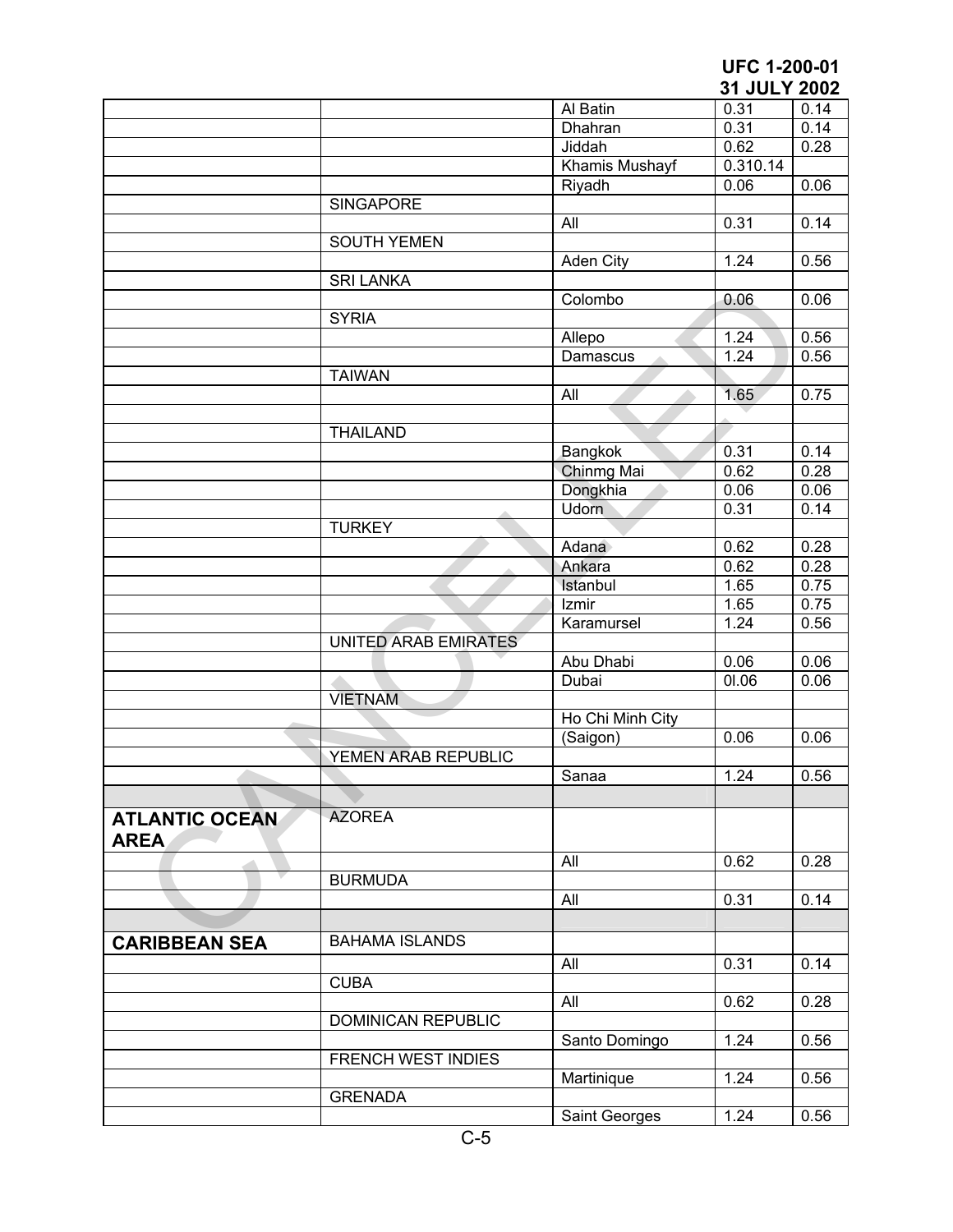| | | | | |
|---|---|---|---|---|
| | | Al Batin | 0.31 | 0.14 |
| | | Dhahran | 0.31 | 0.14 |
| | | Jiddah | 0.62 | 0.28 |
| | | Khamis Mushayf | 0.310.14 | |
| | | Riyadh | 0.06 | 0.06 |
| | SINGAPORE | | | |
| | | All | 0.31 | 0.14 |
| | SOUTH YEMEN | | | |
| | | Aden City | 1.24 | 0.56 |
| | SRI LANKA | | | |
| | | Colombo | 0.06 | 0.06 |
| | SYRIA | | | |
| | | Allepo | 1.24 | 0.56 |
| | | Damascus | 1.24 | 0.56 |
| | TAIWAN | | | |
| | | All | 1.65 | 0.75 |
| | | | | |
| | THAILAND | | | |
| | | Bangkok | 0.31 | 0.14 |
| | | Chinmg Mai | 0.62 | 0.28 |
| | | Dongkhia | 0.06 | 0.06 |
| | | Udorn | 0.31 | 0.14 |
| | TURKEY | | | |
| | | Adana | 0.62 | 0.28 |
| | | Ankara | 0.62 | 0.28 |
| | | Istanbul | 1.65 | 0.75 |
| | | Izmir | 1.65 | 0.75 |
| | | Karamursel | 1.24 | 0.56 |
| | UNITED ARAB EMIRATES | | | |
| | | Abu Dhabi | 0.06 | 0.06 |
| | | Dubai | 0I.06 | 0.06 |
| | VIETNAM | | | |
| | | Ho Chi Minh City | | |
| | | (Saigon) | 0.06 | 0.06 |
| | YEMEN ARAB REPUBLIC | | | |
| | | Sanaa | 1.24 | 0.56 |
| | | | | |
| **ATLANTIC OCEAN AREA** | AZOREA | | | |
| | | All | 0.62 | 0.28 |
| | BURMUDA | | | |
| | | All | 0.31 | 0.14 |
| | | | | |
| **CARIBBEAN SEA** | BAHAMA ISLANDS | | | |
| | | All | 0.31 | 0.14 |
| | CUBA | | | |
| | | All | 0.62 | 0.28 |
| | DOMINICAN REPUBLIC | | | |
| | | Santo Domingo | 1.24 | 0.56 |
| | FRENCH WEST INDIES | | | |
| | | Martinique | 1.24 | 0.56 |
| | GRENADA | | | |
| | | Saint Georges | 1.24 | 0.56 |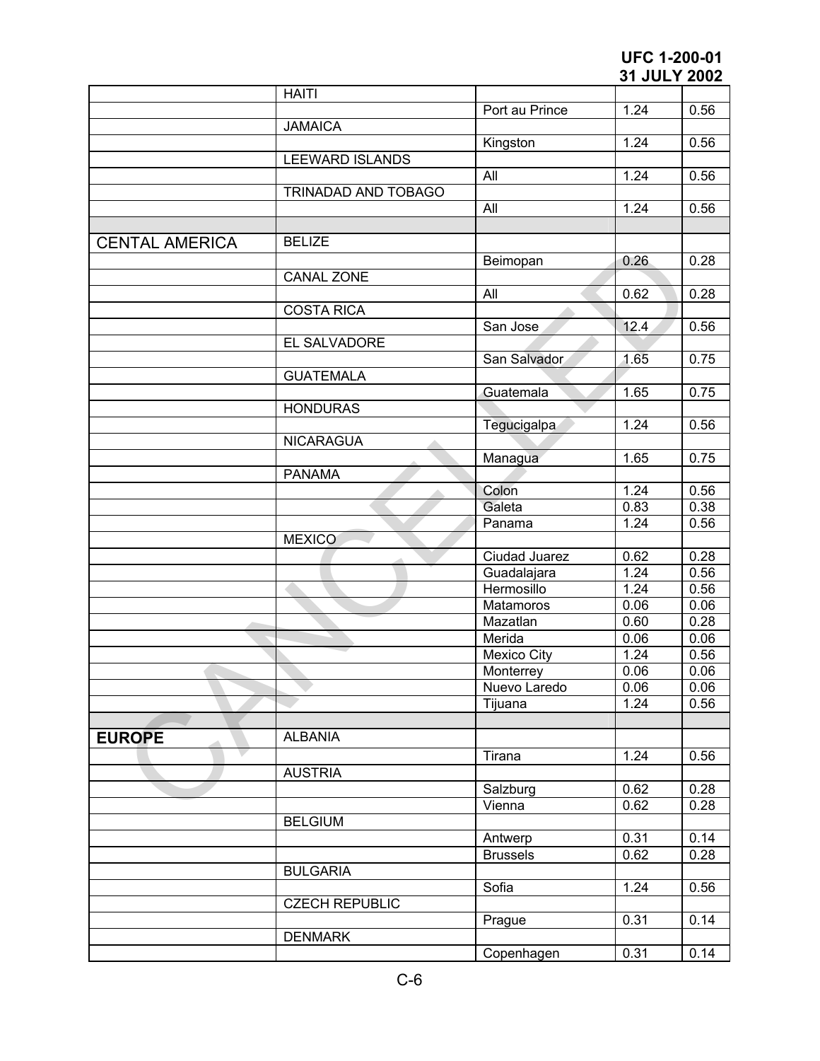| | | | | |
|---|---|---|---|---|
| | HAITI | | | |
| | | Port au Prince | 1.24 | 0.56 |
| | JAMAICA | | | |
| | | Kingston | 1.24 | 0.56 |
| | LEEWARD ISLANDS | | | |
| | | All | 1.24 | 0.56 |
| | TRINADAD AND TOBAGO | | | |
| | | All | 1.24 | 0.56 |
| | | | | |
| CENTAL AMERICA | BELIZE | | | |
| | | Beimopan | 0.26 | 0.28 |
| | CANAL ZONE | | | |
| | | All | 0.62 | 0.28 |
| | COSTA RICA | | | |
| | | San Jose | 12.4 | 0.56 |
| | EL SALVADORE | | | |
| | | San Salvador | 1.65 | 0.75 |
| | GUATEMALA | | | |
| | | Guatemala | 1.65 | 0.75 |
| | HONDURAS | | | |
| | | Tegucigalpa | 1.24 | 0.56 |
| | NICARAGUA | | | |
| | | Managua | 1.65 | 0.75 |
| | PANAMA | | | |
| | | Colon | 1.24 | 0.56 |
| | | Galeta | 0.83 | 0.38 |
| | | Panama | 1.24 | 0.56 |
| | MEXICO | | | |
| | | Ciudad Juarez | 0.62 | 0.28 |
| | | Guadalajara | 1.24 | 0.56 |
| | | Hermosillo | 1.24 | 0.56 |
| | | Matamoros | 0.06 | 0.06 |
| | | Mazatlan | 0.60 | 0.28 |
| | | Merida | 0.06 | 0.06 |
| | | Mexico City | 1.24 | 0.56 |
| | | Monterrey | 0.06 | 0.06 |
| | | Nuevo Laredo | 0.06 | 0.06 |
| | | Tijuana | 1.24 | 0.56 |
| | | | | |
| **EUROPE** | ALBANIA | | | |
| | | Tirana | 1.24 | 0.56 |
| | AUSTRIA | | | |
| | | Salzburg | 0.62 | 0.28 |
| | | Vienna | 0.62 | 0.28 |
| | BELGIUM | | | |
| | | Antwerp | 0.31 | 0.14 |
| | | Brussels | 0.62 | 0.28 |
| | BULGARIA | | | |
| | | Sofia | 1.24 | 0.56 |
| | CZECH REPUBLIC | | | |
| | | Prague | 0.31 | 0.14 |
| | DENMARK | | | |
| | | Copenhagen | 0.31 | 0.14 |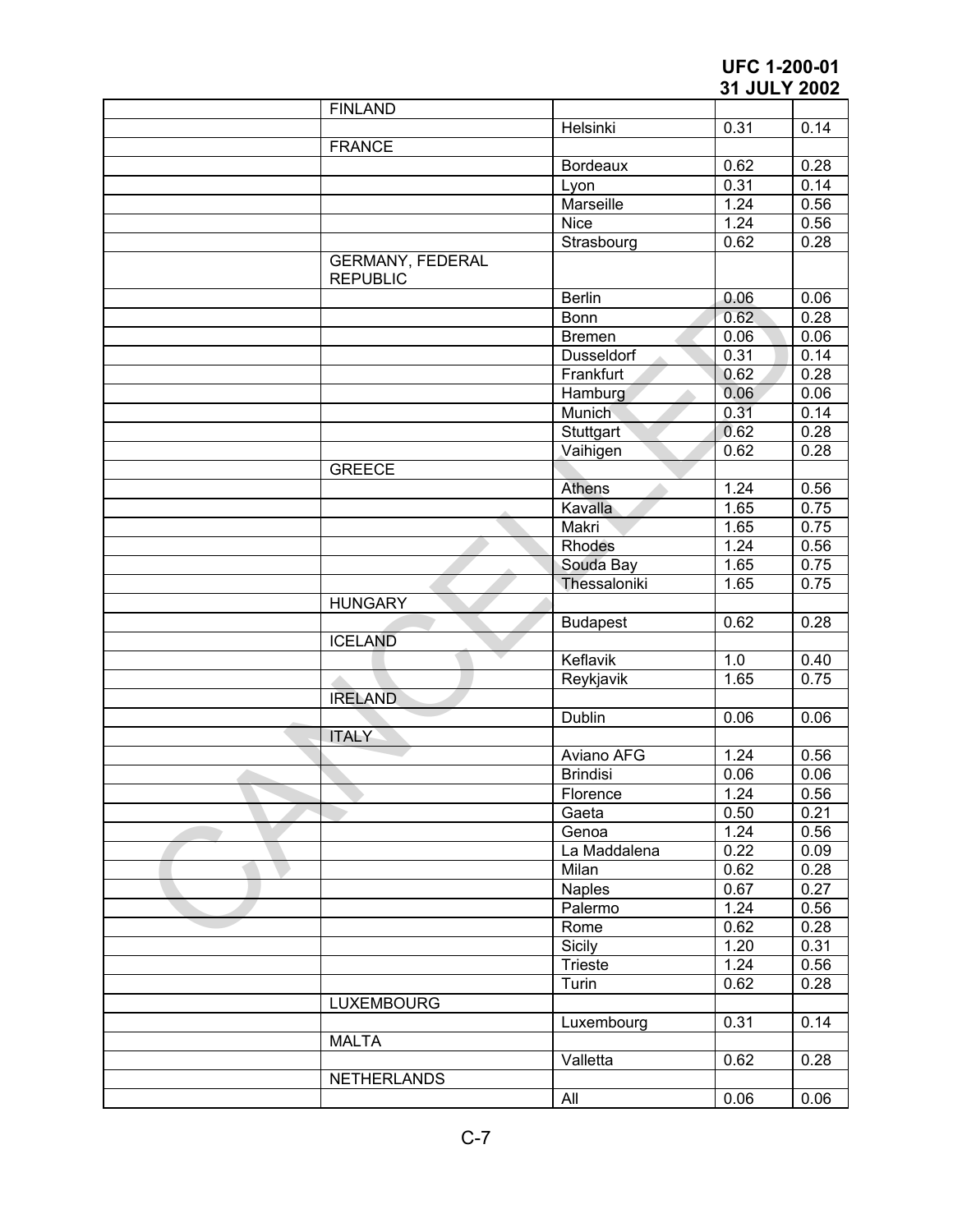| | | | | |
|---|---|---|---|---|
| | FINLAND | | | |
| | | Helsinki | 0.31 | 0.14 |
| | FRANCE | | | |
| | | Bordeaux | 0.62 | 0.28 |
| | | Lyon | 0.31 | 0.14 |
| | | Marseille | 1.24 | 0.56 |
| | | Nice | 1.24 | 0.56 |
| | | Strasbourg | 0.62 | 0.28 |
| | GERMANY, FEDERAL REPUBLIC | | | |
| | | Berlin | 0.06 | 0.06 |
| | | Bonn | 0.62 | 0.28 |
| | | Bremen | 0.06 | 0.06 |
| | | Dusseldorf | 0.31 | 0.14 |
| | | Frankfurt | 0.62 | 0.28 |
| | | Hamburg | 0.06 | 0.06 |
| | | Munich | 0.31 | 0.14 |
| | | Stuttgart | 0.62 | 0.28 |
| | | Vaihigen | 0.62 | 0.28 |
| | GREECE | | | |
| | | Athens | 1.24 | 0.56 |
| | | Kavalla | 1.65 | 0.75 |
| | | Makri | 1.65 | 0.75 |
| | | Rhodes | 1.24 | 0.56 |
| | | Souda Bay | 1.65 | 0.75 |
| | | Thessaloniki | 1.65 | 0.75 |
| | HUNGARY | | | |
| | | Budapest | 0.62 | 0.28 |
| | ICELAND | | | |
| | | Keflavik | 1.0 | 0.40 |
| | | Reykjavik | 1.65 | 0.75 |
| | IRELAND | | | |
| | | Dublin | 0.06 | 0.06 |
| | ITALY | | | |
| | | Aviano AFG | 1.24 | 0.56 |
| | | Brindisi | 0.06 | 0.06 |
| | | Florence | 1.24 | 0.56 |
| | | Gaeta | 0.50 | 0.21 |
| | | Genoa | 1.24 | 0.56 |
| | | La Maddalena | 0.22 | 0.09 |
| | | Milan | 0.62 | 0.28 |
| | | Naples | 0.67 | 0.27 |
| | | Palermo | 1.24 | 0.56 |
| | | Rome | 0.62 | 0.28 |
| | | Sicily | 1.20 | 0.31 |
| | | Trieste | 1.24 | 0.56 |
| | | Turin | 0.62 | 0.28 |
| | LUXEMBOURG | | | |
| | | Luxembourg | 0.31 | 0.14 |
| | MALTA | | | |
| | | Valletta | 0.62 | 0.28 |
| | NETHERLANDS | | | |
| | | All | 0.06 | 0.06 |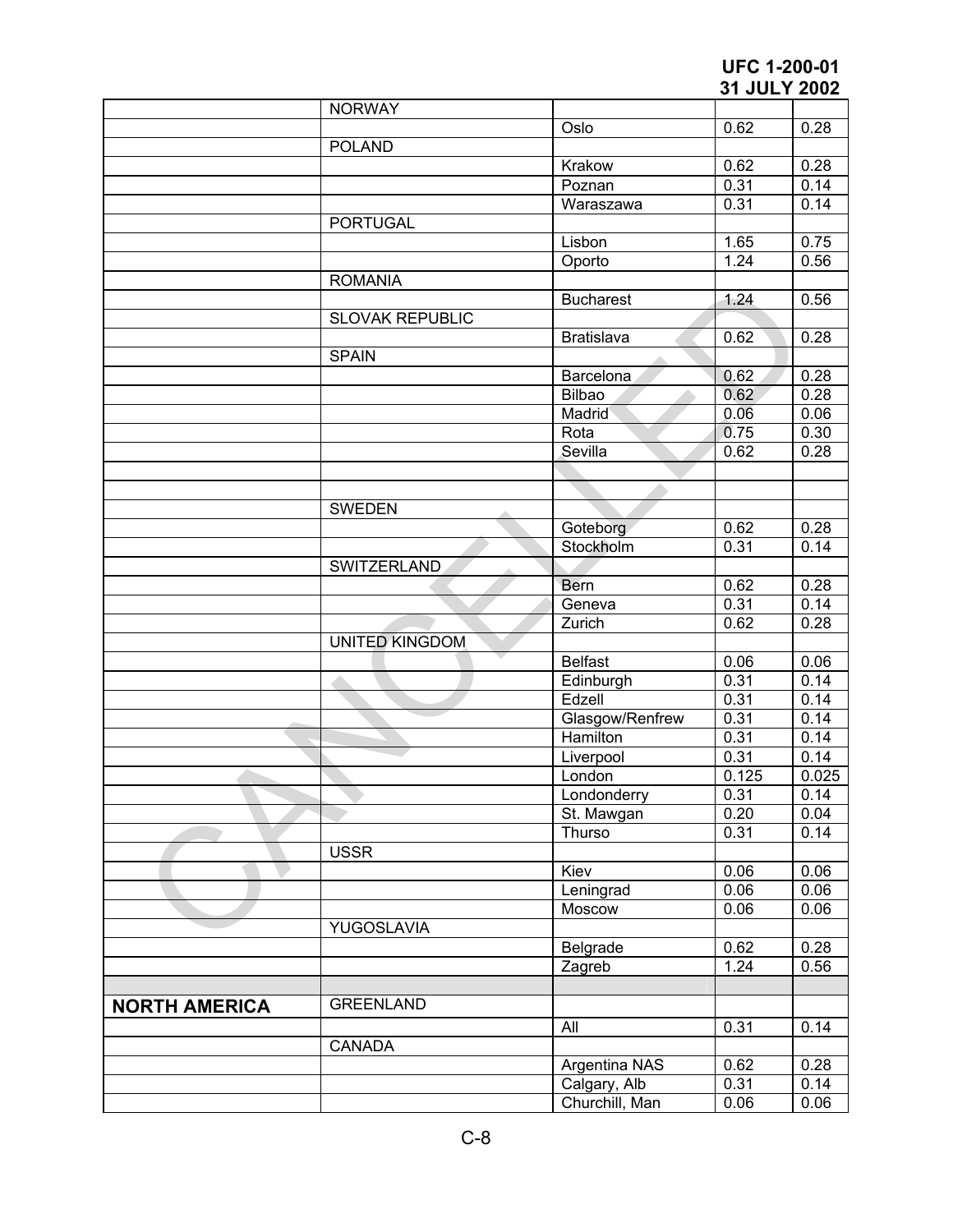| | | | | |
|---|---|---|---|---|
| | NORWAY | | | |
| | | Oslo | 0.62 | 0.28 |
| | POLAND | | | |
| | | Krakow | 0.62 | 0.28 |
| | | Poznan | 0.31 | 0.14 |
| | | Waraszawa | 0.31 | 0.14 |
| | PORTUGAL | | | |
| | | Lisbon | 1.65 | 0.75 |
| | | Oporto | 1.24 | 0.56 |
| | ROMANIA | | | |
| | | Bucharest | 1.24 | 0.56 |
| | SLOVAK REPUBLIC | | | |
| | | Bratislava | 0.62 | 0.28 |
| | SPAIN | | | |
| | | Barcelona | 0.62 | 0.28 |
| | | Bilbao | 0.62 | 0.28 |
| | | Madrid | 0.06 | 0.06 |
| | | Rota | 0.75 | 0.30 |
| | | Sevilla | 0.62 | 0.28 |
| | | | | |
| | | | | |
| | SWEDEN | | | |
| | | Goteborg | 0.62 | 0.28 |
| | | Stockholm | 0.31 | 0.14 |
| | SWITZERLAND | | | |
| | | Bern | 0.62 | 0.28 |
| | | Geneva | 0.31 | 0.14 |
| | | Zurich | 0.62 | 0.28 |
| | UNITED KINGDOM | | | |
| | | Belfast | 0.06 | 0.06 |
| | | Edinburgh | 0.31 | 0.14 |
| | | Edzell | 0.31 | 0.14 |
| | | Glasgow/Renfrew | 0.31 | 0.14 |
| | | Hamilton | 0.31 | 0.14 |
| | | Liverpool | 0.31 | 0.14 |
| | | London | 0.125 | 0.025 |
| | | Londonderry | 0.31 | 0.14 |
| | | St. Mawgan | 0.20 | 0.04 |
| | | Thurso | 0.31 | 0.14 |
| | USSR | | | |
| | | Kiev | 0.06 | 0.06 |
| | | Leningrad | 0.06 | 0.06 |
| | | Moscow | 0.06 | 0.06 |
| | YUGOSLAVIA | | | |
| | | Belgrade | 0.62 | 0.28 |
| | | Zagreb | 1.24 | 0.56 |
| | | | | |
| **NORTH AMERICA** | GREENLAND | | | |
| | | All | 0.31 | 0.14 |
| | CANADA | | | |
| | | Argentina NAS | 0.62 | 0.28 |
| | | Calgary, Alb | 0.31 | 0.14 |
| | | Churchill, Man | 0.06 | 0.06 |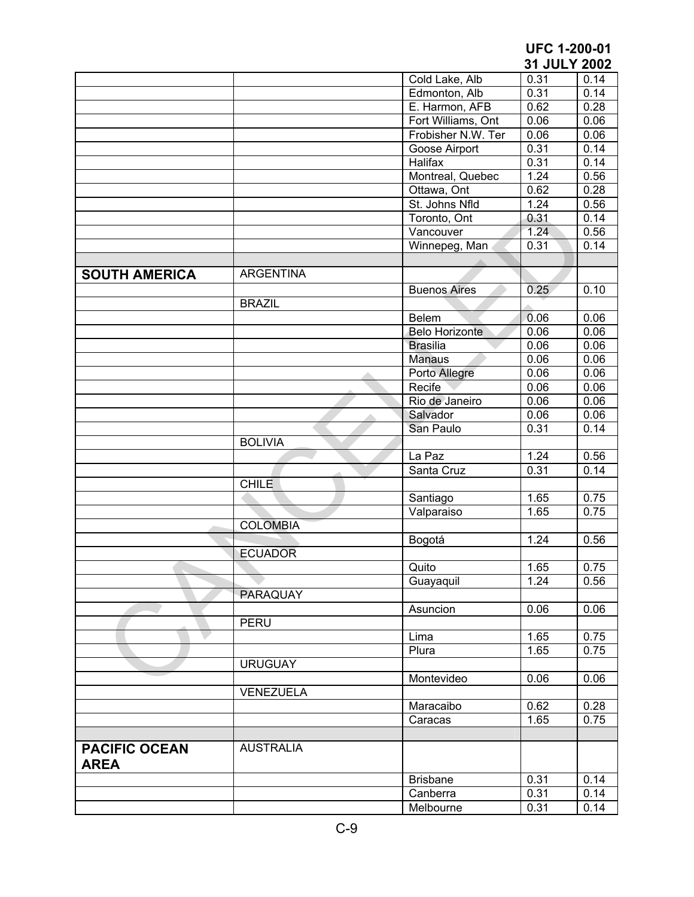| | | | | |
|---|---|---|---|---|
| | | Cold Lake, Alb | 0.31 | 0.14 |
| | | Edmonton, Alb | 0.31 | 0.14 |
| | | E. Harmon, AFB | 0.62 | 0.28 |
| | | Fort Williams, Ont | 0.06 | 0.06 |
| | | Frobisher N.W. Ter | 0.06 | 0.06 |
| | | Goose Airport | 0.31 | 0.14 |
| | | Halifax | 0.31 | 0.14 |
| | | Montreal, Quebec | 1.24 | 0.56 |
| | | Ottawa, Ont | 0.62 | 0.28 |
| | | St. Johns Nfld | 1.24 | 0.56 |
| | | Toronto, Ont | 0.31 | 0.14 |
| | | Vancouver | 1.24 | 0.56 |
| | | Winnepeg, Man | 0.31 | 0.14 |
| | | | | |
| **SOUTH AMERICA** | ARGENTINA | | | |
| | | Buenos Aires | 0.25 | 0.10 |
| | BRAZIL | | | |
| | | Belem | 0.06 | 0.06 |
| | | Belo Horizonte | 0.06 | 0.06 |
| | | Brasilia | 0.06 | 0.06 |
| | | Manaus | 0.06 | 0.06 |
| | | Porto Allegre | 0.06 | 0.06 |
| | | Recife | 0.06 | 0.06 |
| | | Rio de Janeiro | 0.06 | 0.06 |
| | | Salvador | 0.06 | 0.06 |
| | | San Paulo | 0.31 | 0.14 |
| | BOLIVIA | | | |
| | | La Paz | 1.24 | 0.56 |
| | | Santa Cruz | 0.31 | 0.14 |
| | CHILE | | | |
| | | Santiago | 1.65 | 0.75 |
| | | Valparaiso | 1.65 | 0.75 |
| | COLOMBIA | | | |
| | | Bogotá | 1.24 | 0.56 |
| | ECUADOR | | | |
| | | Quito | 1.65 | 0.75 |
| | | Guayaquil | 1.24 | 0.56 |
| | PARAQUAY | | | |
| | | Asuncion | 0.06 | 0.06 |
| | PERU | | | |
| | | Lima | 1.65 | 0.75 |
| | | Plura | 1.65 | 0.75 |
| | URUGUAY | | | |
| | | Montevideo | 0.06 | 0.06 |
| | VENEZUELA | | | |
| | | Maracaibo | 0.62 | 0.28 |
| | | Caracas | 1.65 | 0.75 |
| | | | | |
| **PACIFIC OCEAN AREA** | AUSTRALIA | | | |
| | | Brisbane | 0.31 | 0.14 |
| | | Canberra | 0.31 | 0.14 |
| | | Melbourne | 0.31 | 0.14 |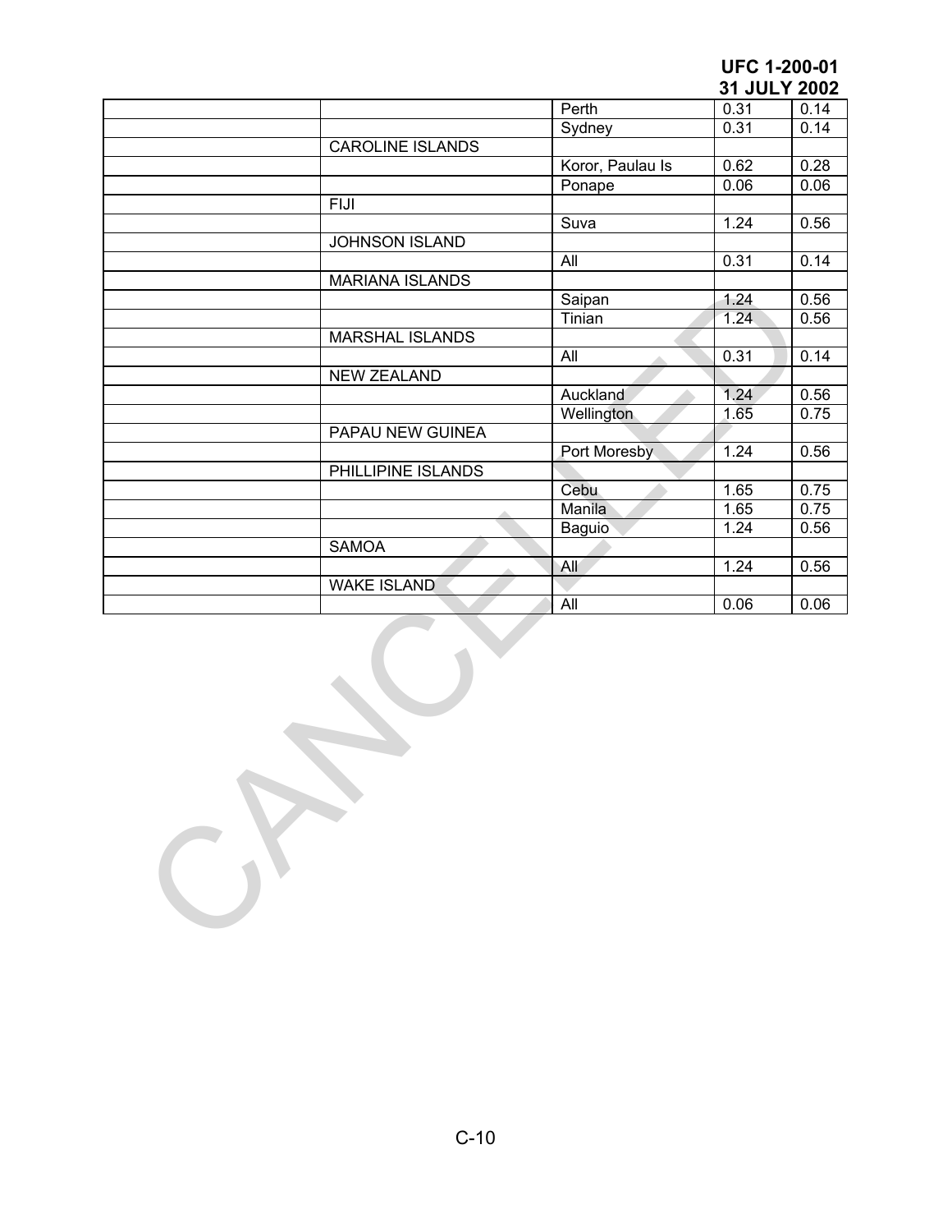| | | | | |
|---|---|---|---|---|
| | | Perth | 0.31 | 0.14 |
| | | Sydney | 0.31 | 0.14 |
| | CAROLINE ISLANDS | | | |
| | | Koror, Paulau Is | 0.62 | 0.28 |
| | | Ponape | 0.06 | 0.06 |
| | FIJI | | | |
| | | Suva | 1.24 | 0.56 |
| | JOHNSON ISLAND | | | |
| | | All | 0.31 | 0.14 |
| | MARIANA ISLANDS | | | |
| | | Saipan | 1.24 | 0.56 |
| | | Tinian | 1.24 | 0.56 |
| | MARSHAL ISLANDS | | | |
| | | All | 0.31 | 0.14 |
| | NEW ZEALAND | | | |
| | | Auckland | 1.24 | 0.56 |
| | | Wellington | 1.65 | 0.75 |
| | PAPAU NEW GUINEA | | | |
| | | Port Moresby | 1.24 | 0.56 |
| | PHILLIPINE ISLANDS | | | |
| | | Cebu | 1.65 | 0.75 |
| | | Manila | 1.65 | 0.75 |
| | | Baguio | 1.24 | 0.56 |
| | SAMOA | | | |
| | | All | 1.24 | 0.56 |
| | WAKE ISLAND | | | |
| | | All | 0.06 | 0.06 |